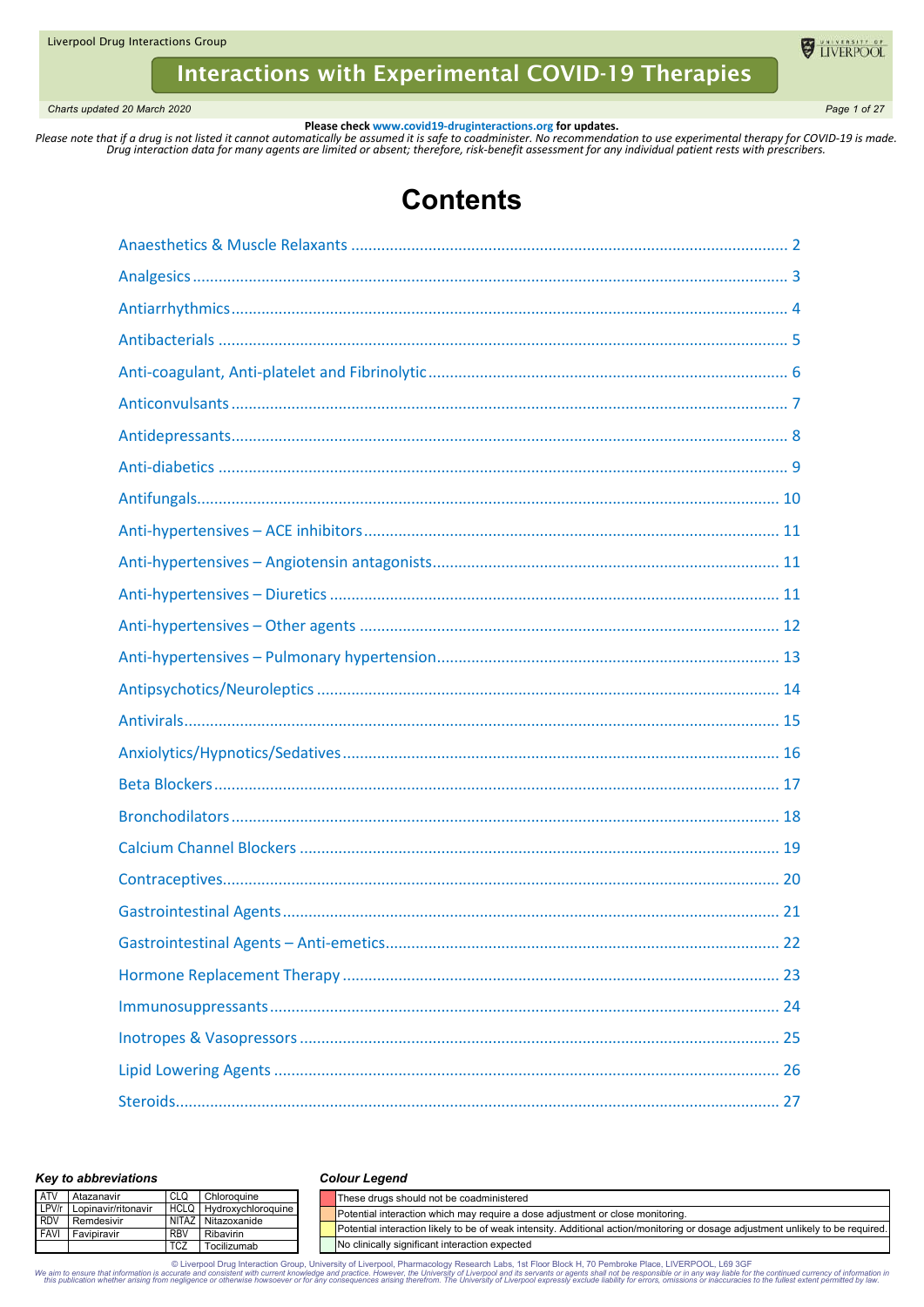# Interactions with Experimental COVID-19 Therapies

*Charts updated 20 March 2020*

**Please check www.covid19-druginteractions.org for updates.**

*Please note that if a drug is not listed it cannot automatically be assumed it is safe to coadminister. No recommendation to use experimental therapy for COVID-19 is made. Drug interaction data for many agents are limited or absent; therefore, risk-benefit assessment for any individual patient rests with prescribers.*

# Contents

- Anaesthetics & Muscle Relaxants ..... 2
- Analgesics ..... 3
- Antiarrhythmics ..... 4
- Antibacterials ..... 5
- Anti-coagulant, Anti-platelet and Fibrinolytic ..... 6
- Anticonvulsants ..... 7
- Antidepressants ..... 8
- Anti-diabetics ..... 9
- Antifungals ..... 10
- Anti-hypertensives – ACE inhibitors ..... 11
- Anti-hypertensives – Angiotensin antagonists ..... 11
- Anti-hypertensives – Diuretics ..... 11
- Anti-hypertensives – Other agents ..... 12
- Anti-hypertensives – Pulmonary hypertension ..... 13
- Antipsychotics/Neuroleptics ..... 14
- Antivirals ..... 15
- Anxiolytics/Hypnotics/Sedatives ..... 16
- Beta Blockers ..... 17
- Bronchodilators ..... 18
- Calcium Channel Blockers ..... 19
- Contraceptives ..... 20
- Gastrointestinal Agents ..... 21
- Gastrointestinal Agents – Anti-emetics ..... 22
- Hormone Replacement Therapy ..... 23
- Immunosuppressants ..... 24
- Inotropes & Vasopressors ..... 25
- Lipid Lowering Agents ..... 26
- Steroids ..... 27

***Key to abbreviations***

| | | | |
|---|---|---|---|
| ATV | Atazanavir | CLQ | Chloroquine |
| LPV/r | Lopinavir/ritonavir | HCLQ | Hydroxychloroquine |
| RDV | Remdesivir | NITAZ | Nitazoxanide |
| FAVI | Favipiravir | RBV | Ribavirin |
| | | TCZ | Tocilizumab |

***Colour Legend***

| Colour | Meaning |
|---|---|
| Red | These drugs should not be coadministered |
| Orange | Potential interaction which may require a dose adjustment or close monitoring. |
| Yellow | Potential interaction likely to be of weak intensity. Additional action/monitoring or dosage adjustment unlikely to be required. |
| Green | No clinically significant interaction expected |

© Liverpool Drug Interaction Group, University of Liverpool, Pharmacology Research Labs, 1st Floor Block H, 70 Pembroke Place, LIVERPOOL, L69 3GF

*We aim to ensure that information is accurate and consistent with current knowledge and practice. However, the University of Liverpool and its servants or agents shall not be responsible or in any way liable for the continued currency of information in this publication whether arising from negligence or otherwise howsoever or for any consequences arising therefrom. The University of Liverpool expressly exclude liability for errors, omissions or inaccuracies to the fullest extent permitted by law.*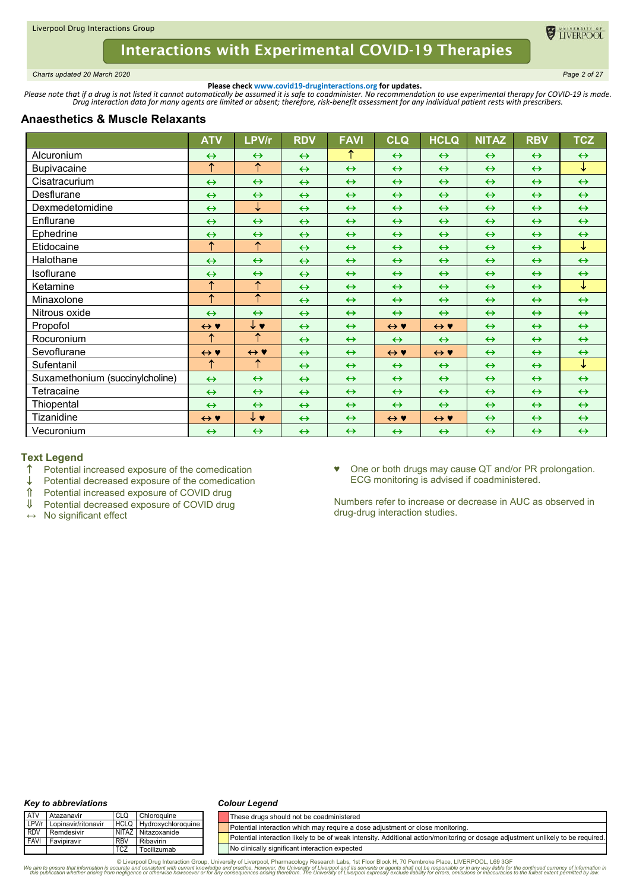Please check www.covid19-druginteractions.org for updates.

*Please note that if a drug is not listed it cannot automatically be assumed it is safe to coadminister. No recommendation to use experimental therapy for COVID-19 is made. Drug interaction data for many agents are limited or absent; therefore, risk-benefit assessment for any individual patient rests with prescribers.*

## Anaesthetics & Muscle Relaxants

| | ATV | LPV/r | RDV | FAVI | CLQ | HCLQ | NITAZ | RBV | TCZ |
|---|---|---|---|---|---|---|---|---|---|
| Alcuronium | ↔ | ↔ | ↔ | ↑ | ↔ | ↔ | ↔ | ↔ | ↔ |
| Bupivacaine | ↑ | ↑ | ↔ | ↔ | ↔ | ↔ | ↔ | ↔ | ↓ |
| Cisatracurium | ↔ | ↔ | ↔ | ↔ | ↔ | ↔ | ↔ | ↔ | ↔ |
| Desflurane | ↔ | ↔ | ↔ | ↔ | ↔ | ↔ | ↔ | ↔ | ↔ |
| Dexmedetomidine | ↔ | ↓ | ↔ | ↔ | ↔ | ↔ | ↔ | ↔ | ↔ |
| Enflurane | ↔ | ↔ | ↔ | ↔ | ↔ | ↔ | ↔ | ↔ | ↔ |
| Ephedrine | ↔ | ↔ | ↔ | ↔ | ↔ | ↔ | ↔ | ↔ | ↔ |
| Etidocaine | ↑ | ↑ | ↔ | ↔ | ↔ | ↔ | ↔ | ↔ | ↓ |
| Halothane | ↔ | ↔ | ↔ | ↔ | ↔ | ↔ | ↔ | ↔ | ↔ |
| Isoflurane | ↔ | ↔ | ↔ | ↔ | ↔ | ↔ | ↔ | ↔ | ↔ |
| Ketamine | ↑ | ↑ | ↔ | ↔ | ↔ | ↔ | ↔ | ↔ | ↓ |
| Minaxolone | ↑ | ↑ | ↔ | ↔ | ↔ | ↔ | ↔ | ↔ | ↔ |
| Nitrous oxide | ↔ | ↔ | ↔ | ↔ | ↔ | ↔ | ↔ | ↔ | ↔ |
| Propofol | ↔ ♥ | ↓ ♥ | ↔ | ↔ | ↔ ♥ | ↔ ♥ | ↔ | ↔ | ↔ |
| Rocuronium | ↑ | ↑ | ↔ | ↔ | ↔ | ↔ | ↔ | ↔ | ↔ |
| Sevoflurane | ↔ ♥ | ↔ ♥ | ↔ | ↔ | ↔ ♥ | ↔ ♥ | ↔ | ↔ | ↔ |
| Sufentanil | ↑ | ↑ | ↔ | ↔ | ↔ | ↔ | ↔ | ↔ | ↓ |
| Suxamethonium (succinylcholine) | ↔ | ↔ | ↔ | ↔ | ↔ | ↔ | ↔ | ↔ | ↔ |
| Tetracaine | ↔ | ↔ | ↔ | ↔ | ↔ | ↔ | ↔ | ↔ | ↔ |
| Thiopental | ↔ | ↔ | ↔ | ↔ | ↔ | ↔ | ↔ | ↔ | ↔ |
| Tizanidine | ↔ ♥ | ↓ ♥ | ↔ | ↔ | ↔ ♥ | ↔ ♥ | ↔ | ↔ | ↔ |
| Vecuronium | ↔ | ↔ | ↔ | ↔ | ↔ | ↔ | ↔ | ↔ | ↔ |

### Text Legend

- ↑ Potential increased exposure of the comedication
- ↓ Potential decreased exposure of the comedication
- ⇑ Potential increased exposure of COVID drug
- ⇓ Potential decreased exposure of COVID drug
- ↔ No significant effect

♥ One or both drugs may cause QT and/or PR prolongation. ECG monitoring is advised if coadministered.

Numbers refer to increase or decrease in AUC as observed in drug-drug interaction studies.

### *Key to abbreviations*

| | | | |
|---|---|---|---|
| ATV | Atazanavir | CLQ | Chloroquine |
| LPV/r | Lopinavir/ritonavir | HCLQ | Hydroxychloroquine |
| RDV | Remdesivir | NITAZ | Nitazoxanide |
| FAVI | Favipiravir | RBV | Ribavirin |
| | | TCZ | Tocilizumab |

### *Colour Legend*

- Red: These drugs should not be coadministered
- Orange: Potential interaction which may require a dose adjustment or close monitoring.
- Yellow: Potential interaction likely to be of weak intensity. Additional action/monitoring or dosage adjustment unlikely to be required.
- Green: No clinically significant interaction expected

© Liverpool Drug Interaction Group, University of Liverpool, Pharmacology Research Labs, 1st Floor Block H, 70 Pembroke Place, LIVERPOOL, L69 3GF

*We aim to ensure that information is accurate and consistent with current knowledge and practice. However, the University of Liverpool and its servants or agents shall not be responsible or in any way liable for the continued currency of information in this publication whether arising from negligence or otherwise howsoever or for any consequences arising therefrom. The University of Liverpool expressly exclude liability for errors, omissions or inaccuracies to the fullest extent permitted by law.*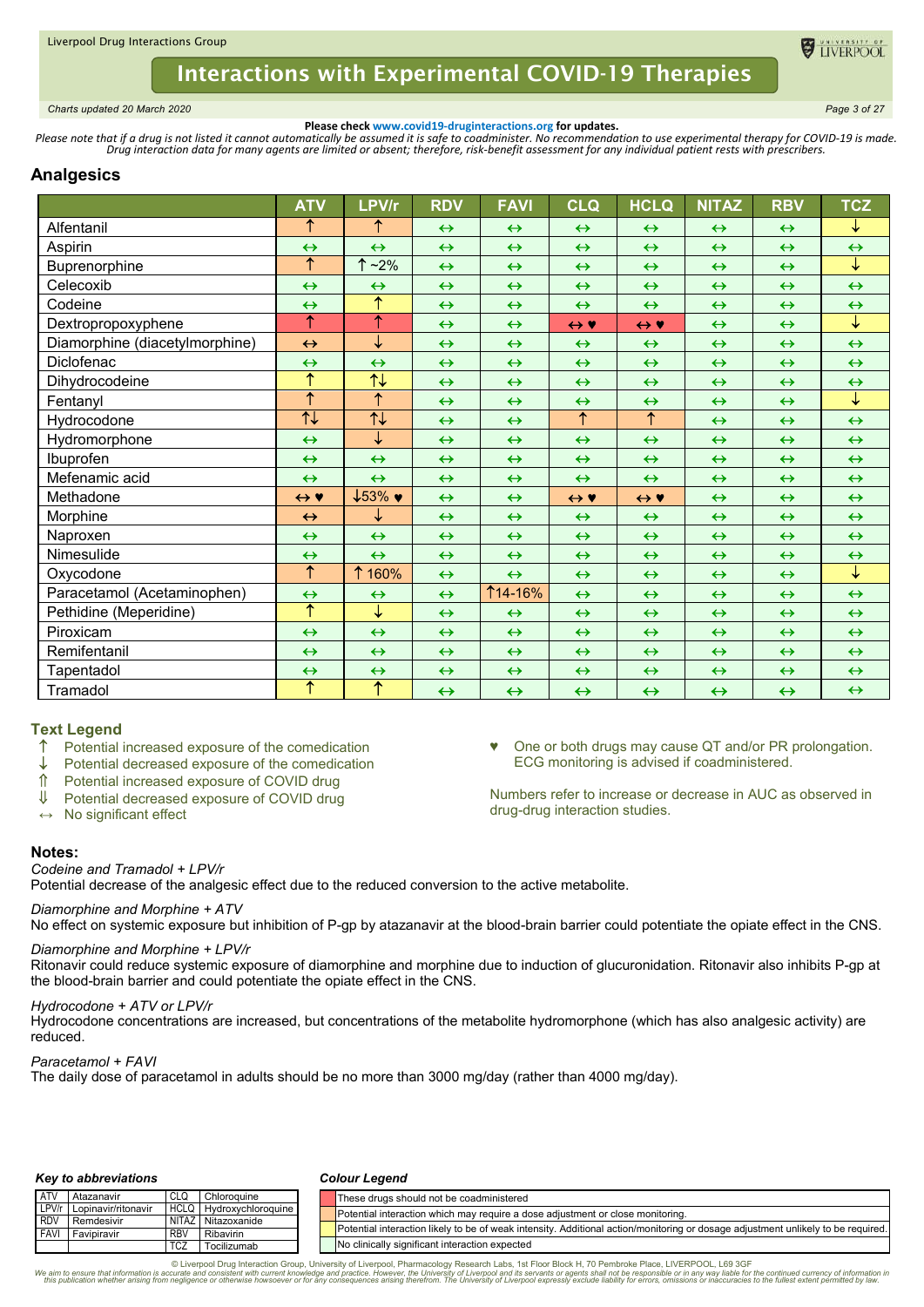**Please check www.covid19-druginteractions.org for updates.**

*Please note that if a drug is not listed it cannot automatically be assumed it is safe to coadminister. No recommendation to use experimental therapy for COVID-19 is made. Drug interaction data for many agents are limited or absent; therefore, risk-benefit assessment for any individual patient rests with prescribers.*

## Analgesics

| | ATV | LPV/r | RDV | FAVI | CLQ | HCLQ | NITAZ | RBV | TCZ |
|---|---|---|---|---|---|---|---|---|---|
| Alfentanil | ↑ | ↑ | ↔ | ↔ | ↔ | ↔ | ↔ | ↔ | ↓ |
| Aspirin | ↔ | ↔ | ↔ | ↔ | ↔ | ↔ | ↔ | ↔ | ↔ |
| Buprenorphine | ↑ | ↑ ~2% | ↔ | ↔ | ↔ | ↔ | ↔ | ↔ | ↓ |
| Celecoxib | ↔ | ↔ | ↔ | ↔ | ↔ | ↔ | ↔ | ↔ | ↔ |
| Codeine | ↔ | ↑ | ↔ | ↔ | ↔ | ↔ | ↔ | ↔ | ↔ |
| Dextropropoxyphene | ↑ | ↑ | ↔ | ↔ | ↔ ♥ | ↔ ♥ | ↔ | ↔ | ↓ |
| Diamorphine (diacetylmorphine) | ↔ | ↓ | ↔ | ↔ | ↔ | ↔ | ↔ | ↔ | ↔ |
| Diclofenac | ↔ | ↔ | ↔ | ↔ | ↔ | ↔ | ↔ | ↔ | ↔ |
| Dihydrocodeine | ↑ | ↑↓ | ↔ | ↔ | ↔ | ↔ | ↔ | ↔ | ↔ |
| Fentanyl | ↑ | ↑ | ↔ | ↔ | ↔ | ↔ | ↔ | ↔ | ↓ |
| Hydrocodone | ↑↓ | ↑↓ | ↔ | ↔ | ↑ | ↑ | ↔ | ↔ | ↔ |
| Hydromorphone | ↔ | ↓ | ↔ | ↔ | ↔ | ↔ | ↔ | ↔ | ↔ |
| Ibuprofen | ↔ | ↔ | ↔ | ↔ | ↔ | ↔ | ↔ | ↔ | ↔ |
| Mefenamic acid | ↔ | ↔ | ↔ | ↔ | ↔ | ↔ | ↔ | ↔ | ↔ |
| Methadone | ↔ ♥ | ↓53% ♥ | ↔ | ↔ | ↔ ♥ | ↔ ♥ | ↔ | ↔ | ↔ |
| Morphine | ↔ | ↓ | ↔ | ↔ | ↔ | ↔ | ↔ | ↔ | ↔ |
| Naproxen | ↔ | ↔ | ↔ | ↔ | ↔ | ↔ | ↔ | ↔ | ↔ |
| Nimesulide | ↔ | ↔ | ↔ | ↔ | ↔ | ↔ | ↔ | ↔ | ↔ |
| Oxycodone | ↑ | ↑ 160% | ↔ | ↔ | ↔ | ↔ | ↔ | ↔ | ↓ |
| Paracetamol (Acetaminophen) | ↔ | ↔ | ↔ | ↑14-16% | ↔ | ↔ | ↔ | ↔ | ↔ |
| Pethidine (Meperidine) | ↑ | ↓ | ↔ | ↔ | ↔ | ↔ | ↔ | ↔ | ↔ |
| Piroxicam | ↔ | ↔ | ↔ | ↔ | ↔ | ↔ | ↔ | ↔ | ↔ |
| Remifentanil | ↔ | ↔ | ↔ | ↔ | ↔ | ↔ | ↔ | ↔ | ↔ |
| Tapentadol | ↔ | ↔ | ↔ | ↔ | ↔ | ↔ | ↔ | ↔ | ↔ |
| Tramadol | ↑ | ↑ | ↔ | ↔ | ↔ | ↔ | ↔ | ↔ | ↔ |

### Text Legend

- ↑ Potential increased exposure of the comedication
- ↓ Potential decreased exposure of the comedication
- ⇑ Potential increased exposure of COVID drug
- ⇓ Potential decreased exposure of COVID drug
- ↔ No significant effect

♥ One or both drugs may cause QT and/or PR prolongation. ECG monitoring is advised if coadministered.

Numbers refer to increase or decrease in AUC as observed in drug-drug interaction studies.

### Notes:

*Codeine and Tramadol + LPV/r*
Potential decrease of the analgesic effect due to the reduced conversion to the active metabolite.

*Diamorphine and Morphine + ATV*
No effect on systemic exposure but inhibition of P-gp by atazanavir at the blood-brain barrier could potentiate the opiate effect in the CNS.

*Diamorphine and Morphine + LPV/r*
Ritonavir could reduce systemic exposure of diamorphine and morphine due to induction of glucuronidation. Ritonavir also inhibits P-gp at the blood-brain barrier and could potentiate the opiate effect in the CNS.

*Hydrocodone + ATV or LPV/r*
Hydrocodone concentrations are increased, but concentrations of the metabolite hydromorphone (which has also analgesic activity) are reduced.

*Paracetamol + FAVI*
The daily dose of paracetamol in adults should be no more than 3000 mg/day (rather than 4000 mg/day).

### Key to abbreviations

| | | | |
|---|---|---|---|
| ATV | Atazanavir | CLQ | Chloroquine |
| LPV/r | Lopinavir/ritonavir | HCLQ | Hydroxychloroquine |
| RDV | Remdesivir | NITAZ | Nitazoxanide |
| FAVI | Favipiravir | RBV | Ribavirin |
| | | TCZ | Tocilizumab |

### Colour Legend

- Red: These drugs should not be coadministered
- Orange: Potential interaction which may require a dose adjustment or close monitoring.
- Yellow: Potential interaction likely to be of weak intensity. Additional action/monitoring or dosage adjustment unlikely to be required.
- Green: No clinically significant interaction expected

© Liverpool Drug Interaction Group, University of Liverpool, Pharmacology Research Labs, 1st Floor Block H, 70 Pembroke Place, LIVERPOOL, L69 3GF

*We aim to ensure that information is accurate and consistent with current knowledge and practice. However, the University of Liverpool and its servants or agents shall not be responsible or in any way liable for the continued currency of information in this publication whether arising from negligence or otherwise howsoever or for any consequences arising therefrom. The University of Liverpool expressly exclude liability for errors, omissions or inaccuracies to the fullest extent permitted by law.*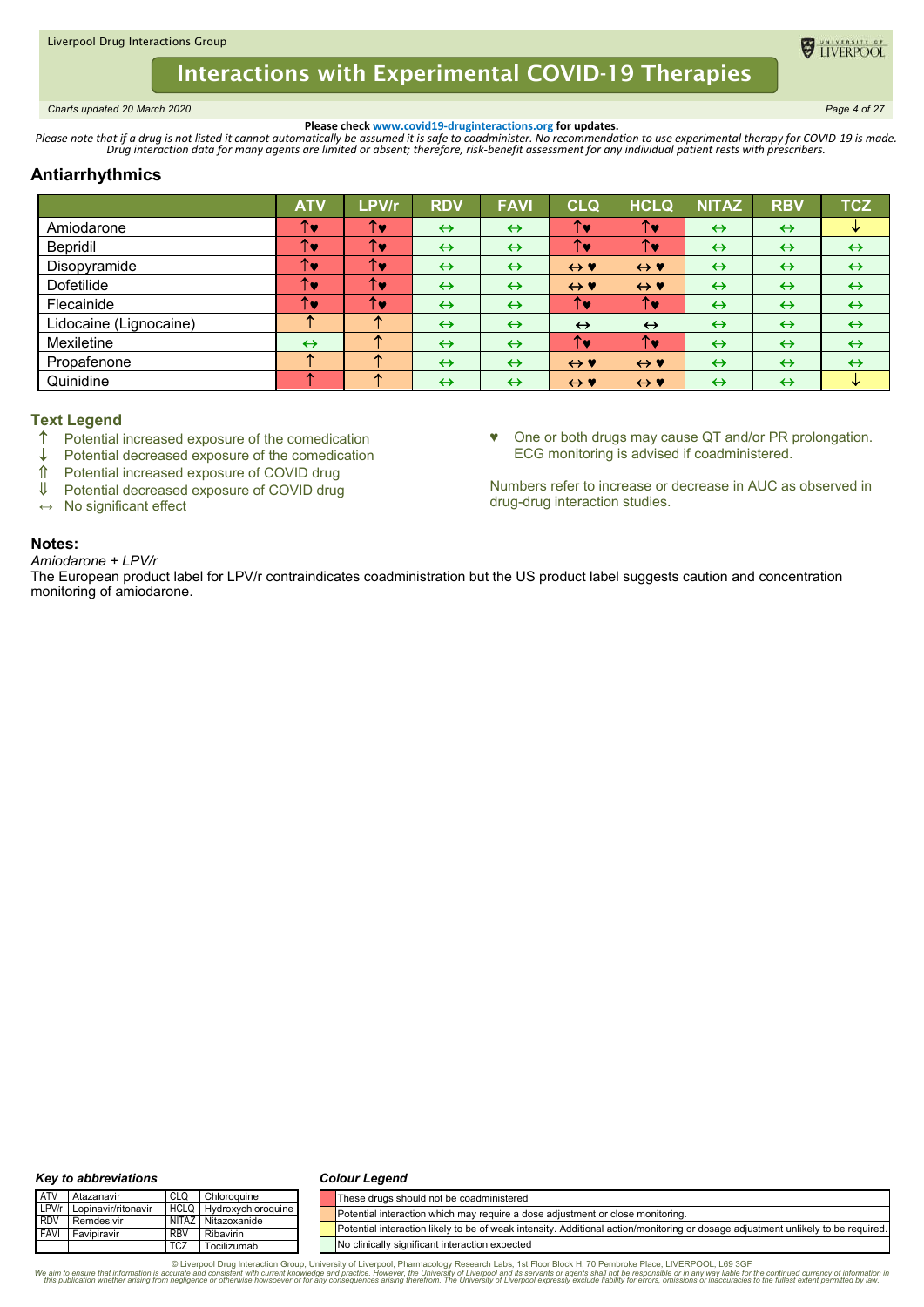Liverpool Drug Interactions Group

# Interactions with Experimental COVID-19 Therapies

*Charts updated 20 March 2020*

**Please check www.covid19-druginteractions.org for updates.**

*Please note that if a drug is not listed it cannot automatically be assumed it is safe to coadminister. No recommendation to use experimental therapy for COVID-19 is made. Drug interaction data for many agents are limited or absent; therefore, risk-benefit assessment for any individual patient rests with prescribers.*

## Antiarrhythmics

| | ATV | LPV/r | RDV | FAVI | CLQ | HCLQ | NITAZ | RBV | TCZ |
|---|---|---|---|---|---|---|---|---|---|
| Amiodarone | ↑♥ | ↑♥ | ↔ | ↔ | ↑♥ | ↑♥ | ↔ | ↔ | ↓ |
| Bepridil | ↑♥ | ↑♥ | ↔ | ↔ | ↑♥ | ↑♥ | ↔ | ↔ | ↔ |
| Disopyramide | ↑♥ | ↑♥ | ↔ | ↔ | ↔ ♥ | ↔ ♥ | ↔ | ↔ | ↔ |
| Dofetilide | ↑♥ | ↑♥ | ↔ | ↔ | ↔ ♥ | ↔ ♥ | ↔ | ↔ | ↔ |
| Flecainide | ↑♥ | ↑♥ | ↔ | ↔ | ↑♥ | ↑♥ | ↔ | ↔ | ↔ |
| Lidocaine (Lignocaine) | ↑ | ↑ | ↔ | ↔ | ↔ | ↔ | ↔ | ↔ | ↔ |
| Mexiletine | ↔ | ↑ | ↔ | ↔ | ↑♥ | ↑♥ | ↔ | ↔ | ↔ |
| Propafenone | ↑ | ↑ | ↔ | ↔ | ↔ ♥ | ↔ ♥ | ↔ | ↔ | ↔ |
| Quinidine | ↑ | ↑ | ↔ | ↔ | ↔ ♥ | ↔ ♥ | ↔ | ↔ | ↓ |

### Text Legend

- ↑ Potential increased exposure of the comedication
- ↓ Potential decreased exposure of the comedication
- ⇑ Potential increased exposure of COVID drug
- ⇓ Potential decreased exposure of COVID drug
- ↔ No significant effect

♥ One or both drugs may cause QT and/or PR prolongation. ECG monitoring is advised if coadministered.

Numbers refer to increase or decrease in AUC as observed in drug-drug interaction studies.

### Notes:

*Amiodarone + LPV/r*

The European product label for LPV/r contraindicates coadministration but the US product label suggests caution and concentration monitoring of amiodarone.

***Key to abbreviations***

| | | | |
|---|---|---|---|
| ATV | Atazanavir | CLQ | Chloroquine |
| LPV/r | Lopinavir/ritonavir | HCLQ | Hydroxychloroquine |
| RDV | Remdesivir | NITAZ | Nitazoxanide |
| FAVI | Favipiravir | RBV | Ribavirin |
| | | TCZ | Tocilizumab |

***Colour Legend***

| Colour | Meaning |
|---|---|
| Red | These drugs should not be coadministered |
| Orange | Potential interaction which may require a dose adjustment or close monitoring. |
| Yellow | Potential interaction likely to be of weak intensity. Additional action/monitoring or dosage adjustment unlikely to be required. |
| Green | No clinically significant interaction expected |

© Liverpool Drug Interaction Group, University of Liverpool, Pharmacology Research Labs, 1st Floor Block H, 70 Pembroke Place, LIVERPOOL, L69 3GF

*We aim to ensure that information is accurate and consistent with current knowledge and practice. However, the University of Liverpool and its servants or agents shall not be responsible or in any way liable for the continued currency of information in this publication whether arising from negligence or otherwise howsoever or for any consequences arising therefrom. The University of Liverpool expressly exclude liability for errors, omissions or inaccuracies to the fullest extent permitted by law.*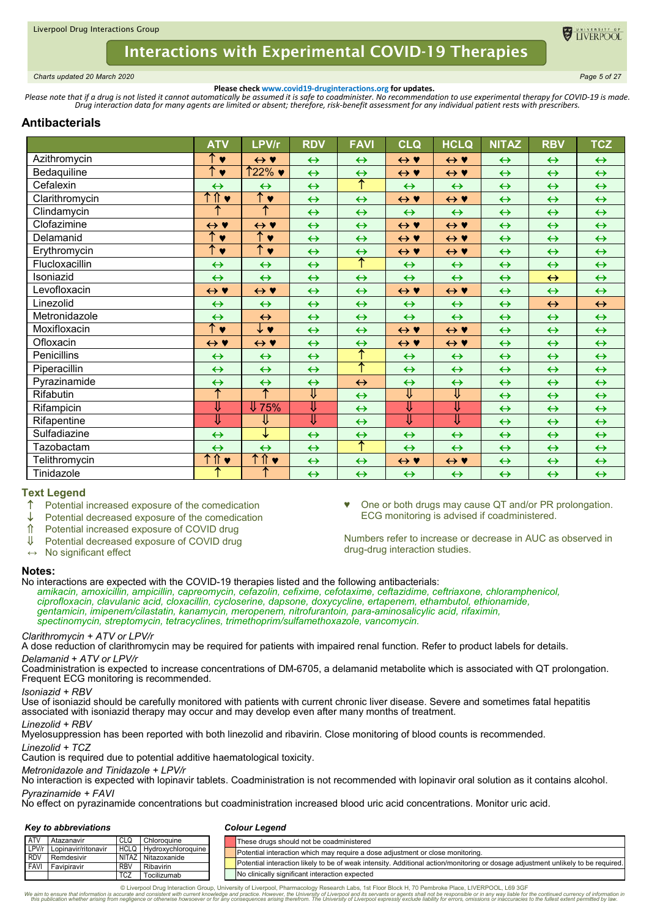Liverpool Drug Interactions Group

# Interactions with Experimental COVID-19 Therapies

*Charts updated 20 March 2020*

**Please check www.covid19-druginteractions.org for updates.**

*Please note that if a drug is not listed it cannot automatically be assumed it is safe to coadminister. No recommendation to use experimental therapy for COVID-19 is made. Drug interaction data for many agents are limited or absent; therefore, risk-benefit assessment for any individual patient rests with prescribers.*

## Antibacterials

| | ATV | LPV/r | RDV | FAVI | CLQ | HCLQ | NITAZ | RBV | TCZ |
|---|---|---|---|---|---|---|---|---|---|
| Azithromycin | ↑ ♥ | ↔ ♥ | ↔ | ↔ | ↔ ♥ | ↔ ♥ | ↔ | ↔ | ↔ |
| Bedaquiline | ↑ ♥ | ↑22% ♥ | ↔ | ↔ | ↔ ♥ | ↔ ♥ | ↔ | ↔ | ↔ |
| Cefalexin | ↔ | ↔ | ↔ | ↑ | ↔ | ↔ | ↔ | ↔ | ↔ |
| Clarithromycin | ↑ ⇑ ♥ | ↑ ♥ | ↔ | ↔ | ↔ ♥ | ↔ ♥ | ↔ | ↔ | ↔ |
| Clindamycin | ↑ | ↑ | ↔ | ↔ | ↔ | ↔ | ↔ | ↔ | ↔ |
| Clofazimine | ↔ ♥ | ↔ ♥ | ↔ | ↔ | ↔ ♥ | ↔ ♥ | ↔ | ↔ | ↔ |
| Delamanid | ↑ ♥ | ↑ ♥ | ↔ | ↔ | ↔ ♥ | ↔ ♥ | ↔ | ↔ | ↔ |
| Erythromycin | ↑ ♥ | ↑ ♥ | ↔ | ↔ | ↔ ♥ | ↔ ♥ | ↔ | ↔ | ↔ |
| Flucloxacillin | ↔ | ↔ | ↔ | ↑ | ↔ | ↔ | ↔ | ↔ | ↔ |
| Isoniazid | ↔ | ↔ | ↔ | ↔ | ↔ | ↔ | ↔ | ↔ | ↔ |
| Levofloxacin | ↔ ♥ | ↔ ♥ | ↔ | ↔ | ↔ ♥ | ↔ ♥ | ↔ | ↔ | ↔ |
| Linezolid | ↔ | ↔ | ↔ | ↔ | ↔ | ↔ | ↔ | ↔ | ↔ |
| Metronidazole | ↔ | ↔ | ↔ | ↔ | ↔ | ↔ | ↔ | ↔ | ↔ |
| Moxifloxacin | ↑ ♥ | ↓ ♥ | ↔ | ↔ | ↔ ♥ | ↔ ♥ | ↔ | ↔ | ↔ |
| Ofloxacin | ↔ ♥ | ↔ ♥ | ↔ | ↔ | ↔ ♥ | ↔ ♥ | ↔ | ↔ | ↔ |
| Penicillins | ↔ | ↔ | ↔ | ↑ | ↔ | ↔ | ↔ | ↔ | ↔ |
| Piperacillin | ↔ | ↔ | ↔ | ↑ | ↔ | ↔ | ↔ | ↔ | ↔ |
| Pyrazinamide | ↔ | ↔ | ↔ | ↔ | ↔ | ↔ | ↔ | ↔ | ↔ |
| Rifabutin | ↑ | ↑ | ⇓ | ↔ | ⇓ | ⇓ | ↔ | ↔ | ↔ |
| Rifampicin | ⇓ | ⇓ 75% | ⇓ | ↔ | ⇓ | ⇓ | ↔ | ↔ | ↔ |
| Rifapentine | ⇓ | ⇓ | ⇓ | ↔ | ⇓ | ⇓ | ↔ | ↔ | ↔ |
| Sulfadiazine | ↔ | ↓ | ↔ | ↔ | ↔ | ↔ | ↔ | ↔ | ↔ |
| Tazobactam | ↔ | ↔ | ↔ | ↑ | ↔ | ↔ | ↔ | ↔ | ↔ |
| Telithromycin | ↑ ⇑ ♥ | ↑ ⇑ ♥ | ↔ | ↔ | ↔ ♥ | ↔ ♥ | ↔ | ↔ | ↔ |
| Tinidazole | ↑ | ↑ | ↔ | ↔ | ↔ | ↔ | ↔ | ↔ | ↔ |

### Text Legend

- ↑ Potential increased exposure of the comedication
- ↓ Potential decreased exposure of the comedication
- ⇑ Potential increased exposure of COVID drug
- ⇓ Potential decreased exposure of COVID drug
- ↔ No significant effect
- ♥ One or both drugs may cause QT and/or PR prolongation. ECG monitoring is advised if coadministered.

Numbers refer to increase or decrease in AUC as observed in drug-drug interaction studies.

### Notes:

No interactions are expected with the COVID-19 therapies listed and the following antibacterials:
*amikacin, amoxicillin, ampicillin, capreomycin, cefazolin, cefixime, cefotaxime, ceftazidime, ceftriaxone, chloramphenicol, ciprofloxacin, clavulanic acid, cloxacillin, cycloserine, dapsone, doxycycline, ertapenem, ethambutol, ethionamide, gentamicin, imipenem/cilastatin, kanamycin, meropenem, nitrofurantoin, para-aminosalicylic acid, rifaximin, spectinomycin, streptomycin, tetracyclines, trimethoprim/sulfamethoxazole, vancomycin.*

*Clarithromycin + ATV or LPV/r*
A dose reduction of clarithromycin may be required for patients with impaired renal function. Refer to product labels for details.

*Delamanid + ATV or LPV/r*
Coadministration is expected to increase concentrations of DM-6705, a delamanid metabolite which is associated with QT prolongation. Frequent ECG monitoring is recommended.

*Isoniazid + RBV*
Use of isoniazid should be carefully monitored with patients with current chronic liver disease. Severe and sometimes fatal hepatitis associated with isoniazid therapy may occur and may develop even after many months of treatment.

*Linezolid + RBV*
Myelosuppression has been reported with both linezolid and ribavirin. Close monitoring of blood counts is recommended.

*Linezolid + TCZ*
Caution is required due to potential additive haematological toxicity.

*Metronidazole and Tinidazole + LPV/r*
No interaction is expected with lopinavir tablets. Coadministration is not recommended with lopinavir oral solution as it contains alcohol.

*Pyrazinamide + FAVI*
No effect on pyrazinamide concentrations but coadministration increased blood uric acid concentrations. Monitor uric acid.

### Key to abbreviations

| | | | |
|---|---|---|---|
| ATV | Atazanavir | CLQ | Chloroquine |
| LPV/r | Lopinavir/ritonavir | HCLQ | Hydroxychloroquine |
| RDV | Remdesivir | NITAZ | Nitazoxanide |
| FAVI | Favipiravir | RBV | Ribavirin |
| | | TCZ | Tocilizumab |

### Colour Legend

- These drugs should not be coadministered
- Potential interaction which may require a dose adjustment or close monitoring.
- Potential interaction likely to be of weak intensity. Additional action/monitoring or dosage adjustment unlikely to be required.
- No clinically significant interaction expected

© Liverpool Drug Interaction Group, University of Liverpool, Pharmacology Research Labs, 1st Floor Block H, 70 Pembroke Place, LIVERPOOL, L69 3GF

*We aim to ensure that information is accurate and consistent with current knowledge and practice. However, the University of Liverpool and its servants or agents shall not be responsible or in any way liable for the continued currency of information in this publication whether arising from negligence or otherwise howsoever or for any consequences arising therefrom. The University of Liverpool expressly exclude liability for errors, omissions or inaccuracies to the fullest extent permitted by law.*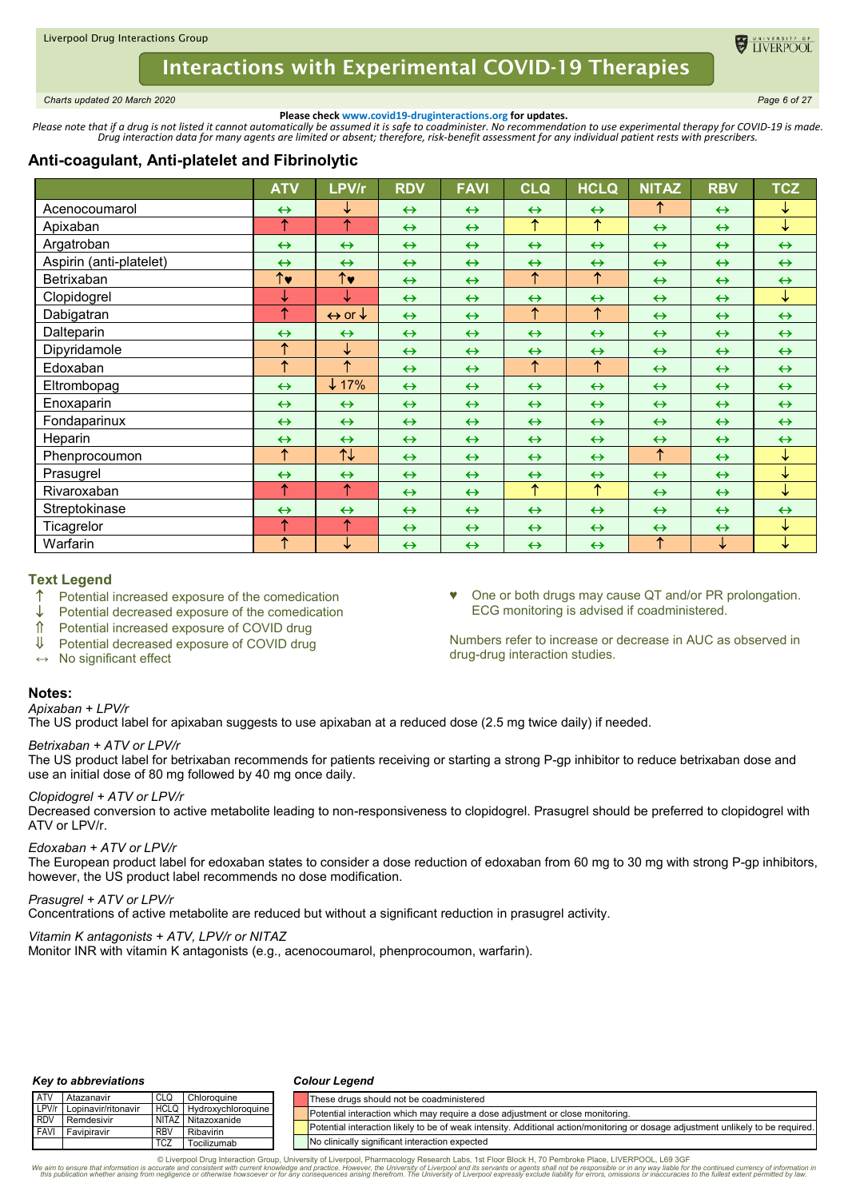**Please check www.covid19-druginteractions.org for updates.**

*Please note that if a drug is not listed it cannot automatically be assumed it is safe to coadminister. No recommendation to use experimental therapy for COVID-19 is made. Drug interaction data for many agents are limited or absent; therefore, risk-benefit assessment for any individual patient rests with prescribers.*

## Anti-coagulant, Anti-platelet and Fibrinolytic

| | ATV | LPV/r | RDV | FAVI | CLQ | HCLQ | NITAZ | RBV | TCZ |
|---|---|---|---|---|---|---|---|---|---|
| Acenocoumarol | ↔ | ↓ | ↔ | ↔ | ↔ | ↔ | ↑ | ↔ | ↓ |
| Apixaban | ↑ | ↑ | ↔ | ↔ | ↑ | ↑ | ↔ | ↔ | ↓ |
| Argatroban | ↔ | ↔ | ↔ | ↔ | ↔ | ↔ | ↔ | ↔ | ↔ |
| Aspirin (anti-platelet) | ↔ | ↔ | ↔ | ↔ | ↔ | ↔ | ↔ | ↔ | ↔ |
| Betrixaban | ↑♥ | ↑♥ | ↔ | ↔ | ↑ | ↑ | ↔ | ↔ | ↔ |
| Clopidogrel | ↓ | ↓ | ↔ | ↔ | ↔ | ↔ | ↔ | ↔ | ↓ |
| Dabigatran | ↑ | ↔ or ↓ | ↔ | ↔ | ↑ | ↑ | ↔ | ↔ | ↔ |
| Dalteparin | ↔ | ↔ | ↔ | ↔ | ↔ | ↔ | ↔ | ↔ | ↔ |
| Dipyridamole | ↑ | ↓ | ↔ | ↔ | ↔ | ↔ | ↔ | ↔ | ↔ |
| Edoxaban | ↑ | ↑ | ↔ | ↔ | ↑ | ↑ | ↔ | ↔ | ↔ |
| Eltrombopag | ↔ | ↓17% | ↔ | ↔ | ↔ | ↔ | ↔ | ↔ | ↔ |
| Enoxaparin | ↔ | ↔ | ↔ | ↔ | ↔ | ↔ | ↔ | ↔ | ↔ |
| Fondaparinux | ↔ | ↔ | ↔ | ↔ | ↔ | ↔ | ↔ | ↔ | ↔ |
| Heparin | ↔ | ↔ | ↔ | ↔ | ↔ | ↔ | ↔ | ↔ | ↔ |
| Phenprocoumon | ↑ | ↑↓ | ↔ | ↔ | ↔ | ↔ | ↑ | ↔ | ↓ |
| Prasugrel | ↔ | ↔ | ↔ | ↔ | ↔ | ↔ | ↔ | ↔ | ↓ |
| Rivaroxaban | ↑ | ↑ | ↔ | ↔ | ↑ | ↑ | ↔ | ↔ | ↓ |
| Streptokinase | ↔ | ↔ | ↔ | ↔ | ↔ | ↔ | ↔ | ↔ | ↔ |
| Ticagrelor | ↑ | ↑ | ↔ | ↔ | ↔ | ↔ | ↔ | ↔ | ↓ |
| Warfarin | ↑ | ↓ | ↔ | ↔ | ↔ | ↔ | ↑ | ↓ | ↓ |

### Text Legend

- ↑ Potential increased exposure of the comedication
- ↓ Potential decreased exposure of the comedication
- ⇑ Potential increased exposure of COVID drug
- ⇓ Potential decreased exposure of COVID drug
- ↔ No significant effect

♥ One or both drugs may cause QT and/or PR prolongation. ECG monitoring is advised if coadministered.

Numbers refer to increase or decrease in AUC as observed in drug-drug interaction studies.

### Notes:

*Apixaban + LPV/r*
The US product label for apixaban suggests to use apixaban at a reduced dose (2.5 mg twice daily) if needed.

*Betrixaban + ATV or LPV/r*
The US product label for betrixaban recommends for patients receiving or starting a strong P-gp inhibitor to reduce betrixaban dose and use an initial dose of 80 mg followed by 40 mg once daily.

*Clopidogrel + ATV or LPV/r*
Decreased conversion to active metabolite leading to non-responsiveness to clopidogrel. Prasugrel should be preferred to clopidogrel with ATV or LPV/r.

*Edoxaban + ATV or LPV/r*
The European product label for edoxaban states to consider a dose reduction of edoxaban from 60 mg to 30 mg with strong P-gp inhibitors, however, the US product label recommends no dose modification.

*Prasugrel + ATV or LPV/r*
Concentrations of active metabolite are reduced but without a significant reduction in prasugrel activity.

*Vitamin K antagonists + ATV, LPV/r or NITAZ*
Monitor INR with vitamin K antagonists (e.g., acenocoumarol, phenprocoumon, warfarin).

**Key to abbreviations**

| | | | |
|---|---|---|---|
| ATV | Atazanavir | CLQ | Chloroquine |
| LPV/r | Lopinavir/ritonavir | HCLQ | Hydroxychloroquine |
| RDV | Remdesivir | NITAZ | Nitazoxanide |
| FAVI | Favipiravir | RBV | Ribavirin |
| | | TCZ | Tocilizumab |

**Colour Legend**

- Red: These drugs should not be coadministered
- Orange: Potential interaction which may require a dose adjustment or close monitoring.
- Yellow: Potential interaction likely to be of weak intensity. Additional action/monitoring or dosage adjustment unlikely to be required.
- Green: No clinically significant interaction expected

© Liverpool Drug Interaction Group, University of Liverpool, Pharmacology Research Labs, 1st Floor Block H, 70 Pembroke Place, LIVERPOOL, L69 3GF

*We aim to ensure that information is accurate and consistent with current knowledge and practice. However, the University of Liverpool and its servants or agents shall not be responsible or in any way liable for the continued currency of information in this publication whether arising from negligence or otherwise howsoever or for any consequences arising therefrom. The University of Liverpool expressly exclude liability for errors, omissions or inaccuracies to the fullest extent permitted by law.*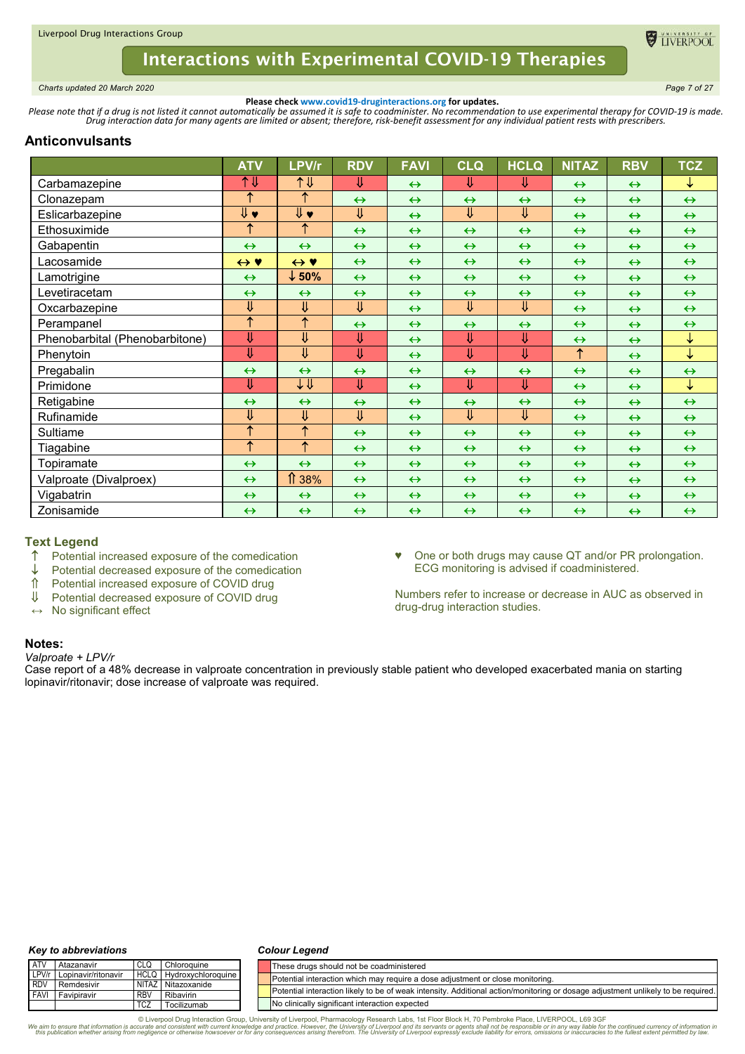Please check www.covid19-druginteractions.org for updates.

*Please note that if a drug is not listed it cannot automatically be assumed it is safe to coadminister. No recommendation to use experimental therapy for COVID-19 is made. Drug interaction data for many agents are limited or absent; therefore, risk-benefit assessment for any individual patient rests with prescribers.*

## Anticonvulsants

| | ATV | LPV/r | RDV | FAVI | CLQ | HCLQ | NITAZ | RBV | TCZ |
|---|---|---|---|---|---|---|---|---|---|
| Carbamazepine | ↑⇓ | ↑⇓ | ⇓ | ↔ | ⇓ | ⇓ | ↔ | ↔ | ↓ |
| Clonazepam | ↑ | ↑ | ↔ | ↔ | ↔ | ↔ | ↔ | ↔ | ↔ |
| Eslicarbazepine | ⇓ ♥ | ⇓ ♥ | ⇓ | ↔ | ⇓ | ⇓ | ↔ | ↔ | ↔ |
| Ethosuximide | ↑ | ↑ | ↔ | ↔ | ↔ | ↔ | ↔ | ↔ | ↔ |
| Gabapentin | ↔ | ↔ | ↔ | ↔ | ↔ | ↔ | ↔ | ↔ | ↔ |
| Lacosamide | ↔ ♥ | ↔ ♥ | ↔ | ↔ | ↔ | ↔ | ↔ | ↔ | ↔ |
| Lamotrigine | ↔ | ↓ 50% | ↔ | ↔ | ↔ | ↔ | ↔ | ↔ | ↔ |
| Levetiracetam | ↔ | ↔ | ↔ | ↔ | ↔ | ↔ | ↔ | ↔ | ↔ |
| Oxcarbazepine | ⇓ | ⇓ | ⇓ | ↔ | ⇓ | ⇓ | ↔ | ↔ | ↔ |
| Perampanel | ↑ | ↑ | ↔ | ↔ | ↔ | ↔ | ↔ | ↔ | ↔ |
| Phenobarbital (Phenobarbitone) | ⇓ | ⇓ | ⇓ | ↔ | ⇓ | ⇓ | ↔ | ↔ | ↓ |
| Phenytoin | ⇓ | ⇓ | ⇓ | ↔ | ⇓ | ⇓ | ↑ | ↔ | ↓ |
| Pregabalin | ↔ | ↔ | ↔ | ↔ | ↔ | ↔ | ↔ | ↔ | ↔ |
| Primidone | ⇓ | ↓⇓ | ⇓ | ↔ | ⇓ | ⇓ | ↔ | ↔ | ↓ |
| Retigabine | ↔ | ↔ | ↔ | ↔ | ↔ | ↔ | ↔ | ↔ | ↔ |
| Rufinamide | ⇓ | ⇓ | ⇓ | ↔ | ⇓ | ⇓ | ↔ | ↔ | ↔ |
| Sultiame | ↑ | ↑ | ↔ | ↔ | ↔ | ↔ | ↔ | ↔ | ↔ |
| Tiagabine | ↑ | ↑ | ↔ | ↔ | ↔ | ↔ | ↔ | ↔ | ↔ |
| Topiramate | ↔ | ↔ | ↔ | ↔ | ↔ | ↔ | ↔ | ↔ | ↔ |
| Valproate (Divalproex) | ↔ | ⇑ 38% | ↔ | ↔ | ↔ | ↔ | ↔ | ↔ | ↔ |
| Vigabatrin | ↔ | ↔ | ↔ | ↔ | ↔ | ↔ | ↔ | ↔ | ↔ |
| Zonisamide | ↔ | ↔ | ↔ | ↔ | ↔ | ↔ | ↔ | ↔ | ↔ |

### Text Legend

- ↑ Potential increased exposure of the comedication
- ↓ Potential decreased exposure of the comedication
- ⇑ Potential increased exposure of COVID drug
- ⇓ Potential decreased exposure of COVID drug
- ↔ No significant effect

♥ One or both drugs may cause QT and/or PR prolongation. ECG monitoring is advised if coadministered.

Numbers refer to increase or decrease in AUC as observed in drug-drug interaction studies.

### Notes:

*Valproate + LPV/r*

Case report of a 48% decrease in valproate concentration in previously stable patient who developed exacerbated mania on starting lopinavir/ritonavir; dose increase of valproate was required.

#### Key to abbreviations

| | | | |
|---|---|---|---|
| ATV | Atazanavir | CLQ | Chloroquine |
| LPV/r | Lopinavir/ritonavir | HCLQ | Hydroxychloroquine |
| RDV | Remdesivir | NITAZ | Nitazoxanide |
| FAVI | Favipiravir | RBV | Ribavirin |
| | | TCZ | Tocilizumab |

#### Colour Legend

- These drugs should not be coadministered
- Potential interaction which may require a dose adjustment or close monitoring.
- Potential interaction likely to be of weak intensity. Additional action/monitoring or dosage adjustment unlikely to be required.
- No clinically significant interaction expected

© Liverpool Drug Interaction Group, University of Liverpool, Pharmacology Research Labs, 1st Floor Block H, 70 Pembroke Place, LIVERPOOL, L69 3GF

*We aim to ensure that information is accurate and consistent with current knowledge and practice. However, the University of Liverpool and its servants or agents shall not be responsible or in any way liable for the continued currency of information in this publication whether arising from negligence or otherwise howsoever or for any consequences arising therefrom. The University of Liverpool expressly exclude liability for errors, omissions or inaccuracies to the fullest extent permitted by law.*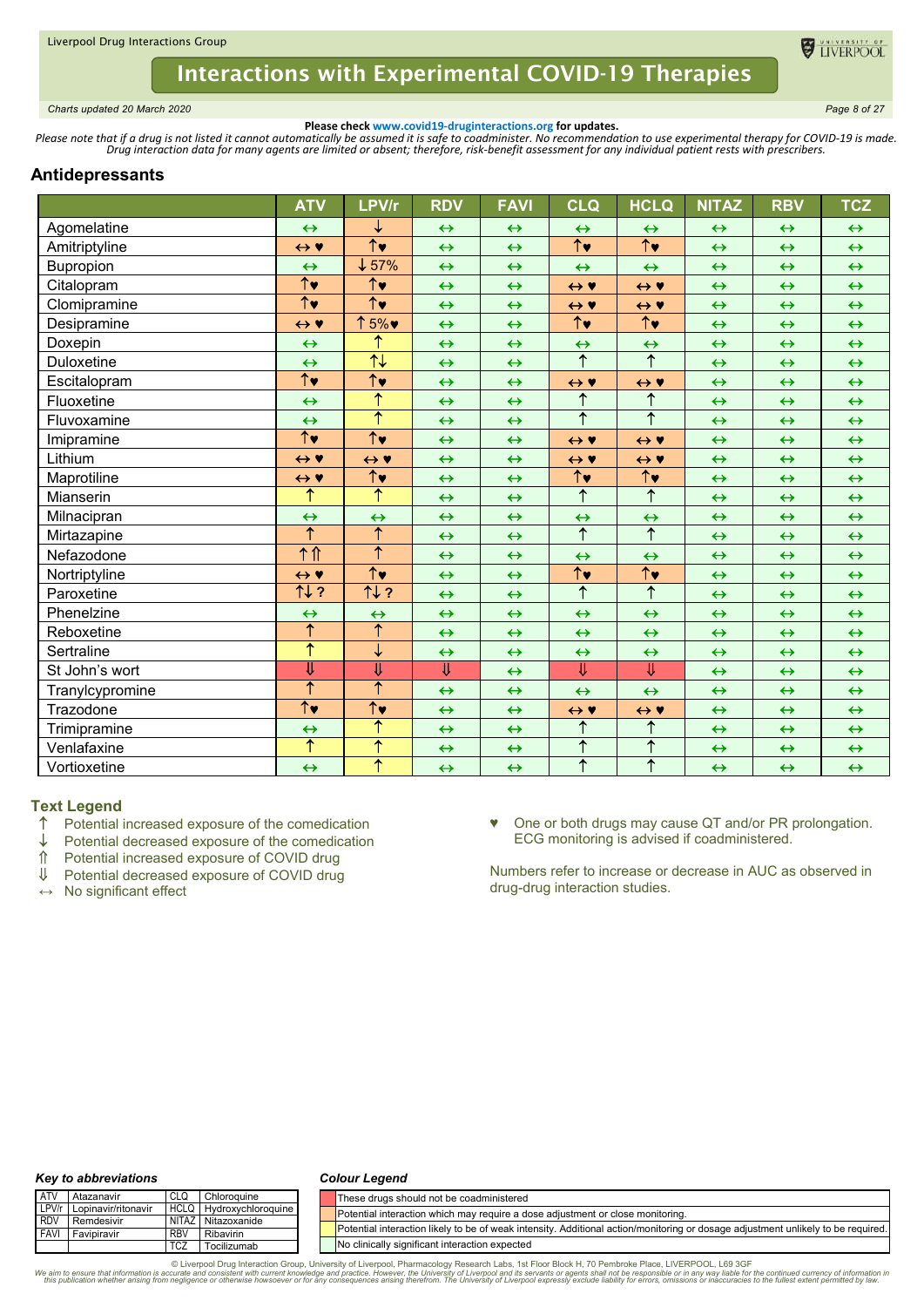**Please check www.covid19-druginteractions.org for updates.**

*Please note that if a drug is not listed it cannot automatically be assumed it is safe to coadminister. No recommendation to use experimental therapy for COVID-19 is made. Drug interaction data for many agents are limited or absent; therefore, risk-benefit assessment for any individual patient rests with prescribers.*

## Antidepressants

| | ATV | LPV/r | RDV | FAVI | CLQ | HCLQ | NITAZ | RBV | TCZ |
|---|---|---|---|---|---|---|---|---|---|
| Agomelatine | ↔ | ↓ | ↔ | ↔ | ↔ | ↔ | ↔ | ↔ | ↔ |
| Amitriptyline | ↔ ♥ | ↑♥ | ↔ | ↔ | ↑♥ | ↑♥ | ↔ | ↔ | ↔ |
| Bupropion | ↔ | ↓57% | ↔ | ↔ | ↔ | ↔ | ↔ | ↔ | ↔ |
| Citalopram | ↑♥ | ↑♥ | ↔ | ↔ | ↔ ♥ | ↔ ♥ | ↔ | ↔ | ↔ |
| Clomipramine | ↑♥ | ↑♥ | ↔ | ↔ | ↔ ♥ | ↔ ♥ | ↔ | ↔ | ↔ |
| Desipramine | ↔ ♥ | ↑5%♥ | ↔ | ↔ | ↑♥ | ↑♥ | ↔ | ↔ | ↔ |
| Doxepin | ↔ | ↑ | ↔ | ↔ | ↔ | ↔ | ↔ | ↔ | ↔ |
| Duloxetine | ↔ | ↑↓ | ↔ | ↔ | ↑ | ↑ | ↔ | ↔ | ↔ |
| Escitalopram | ↑♥ | ↑♥ | ↔ | ↔ | ↔ ♥ | ↔ ♥ | ↔ | ↔ | ↔ |
| Fluoxetine | ↔ | ↑ | ↔ | ↔ | ↑ | ↑ | ↔ | ↔ | ↔ |
| Fluvoxamine | ↔ | ↑ | ↔ | ↔ | ↑ | ↑ | ↔ | ↔ | ↔ |
| Imipramine | ↑♥ | ↑♥ | ↔ | ↔ | ↔ ♥ | ↔ ♥ | ↔ | ↔ | ↔ |
| Lithium | ↔ ♥ | ↔ ♥ | ↔ | ↔ | ↔ ♥ | ↔ ♥ | ↔ | ↔ | ↔ |
| Maprotiline | ↔ ♥ | ↑♥ | ↔ | ↔ | ↑♥ | ↑♥ | ↔ | ↔ | ↔ |
| Mianserin | ↑ | ↑ | ↔ | ↔ | ↑ | ↑ | ↔ | ↔ | ↔ |
| Milnacipran | ↔ | ↔ | ↔ | ↔ | ↔ | ↔ | ↔ | ↔ | ↔ |
| Mirtazapine | ↑ | ↑ | ↔ | ↔ | ↑ | ↑ | ↔ | ↔ | ↔ |
| Nefazodone | ↑⇑ | ↑ | ↔ | ↔ | ↔ | ↔ | ↔ | ↔ | ↔ |
| Nortriptyline | ↔ ♥ | ↑♥ | ↔ | ↔ | ↑♥ | ↑♥ | ↔ | ↔ | ↔ |
| Paroxetine | ↑↓ ? | ↑↓ ? | ↔ | ↔ | ↑ | ↑ | ↔ | ↔ | ↔ |
| Phenelzine | ↔ | ↔ | ↔ | ↔ | ↔ | ↔ | ↔ | ↔ | ↔ |
| Reboxetine | ↑ | ↑ | ↔ | ↔ | ↔ | ↔ | ↔ | ↔ | ↔ |
| Sertraline | ↑ | ↓ | ↔ | ↔ | ↔ | ↔ | ↔ | ↔ | ↔ |
| St John's wort | ⇓ | ⇓ | ⇓ | ↔ | ⇓ | ⇓ | ↔ | ↔ | ↔ |
| Tranylcypromine | ↑ | ↑ | ↔ | ↔ | ↔ | ↔ | ↔ | ↔ | ↔ |
| Trazodone | ↑♥ | ↑♥ | ↔ | ↔ | ↔ ♥ | ↔ ♥ | ↔ | ↔ | ↔ |
| Trimipramine | ↔ | ↑ | ↔ | ↔ | ↑ | ↑ | ↔ | ↔ | ↔ |
| Venlafaxine | ↑ | ↑ | ↔ | ↔ | ↑ | ↑ | ↔ | ↔ | ↔ |
| Vortioxetine | ↔ | ↑ | ↔ | ↔ | ↑ | ↑ | ↔ | ↔ | ↔ |

### Text Legend

- ↑ Potential increased exposure of the comedication
- ↓ Potential decreased exposure of the comedication
- ⇑ Potential increased exposure of COVID drug
- ⇓ Potential decreased exposure of COVID drug
- ↔ No significant effect

♥ One or both drugs may cause QT and/or PR prolongation. ECG monitoring is advised if coadministered.

Numbers refer to increase or decrease in AUC as observed in drug-drug interaction studies.

### *Key to abbreviations*

| | | | |
|---|---|---|---|
| ATV | Atazanavir | CLQ | Chloroquine |
| LPV/r | Lopinavir/ritonavir | HCLQ | Hydroxychloroquine |
| RDV | Remdesivir | NITAZ | Nitazoxanide |
| FAVI | Favipiravir | RBV | Ribavirin |
| | | TCZ | Tocilizumab |

### *Colour Legend*

- Red: These drugs should not be coadministered
- Orange: Potential interaction which may require a dose adjustment or close monitoring.
- Yellow: Potential interaction likely to be of weak intensity. Additional action/monitoring or dosage adjustment unlikely to be required.
- Green: No clinically significant interaction expected

© Liverpool Drug Interaction Group, University of Liverpool, Pharmacology Research Labs, 1st Floor Block H, 70 Pembroke Place, LIVERPOOL, L69 3GF

*We aim to ensure that information is accurate and consistent with current knowledge and practice. However, the University of Liverpool and its servants or agents shall not be responsible or in any way liable for the continued currency of information in this publication whether arising from negligence or otherwise howsoever or for any consequences arising therefrom. The University of Liverpool expressly exclude liability for errors, omissions or inaccuracies to the fullest extent permitted by law.*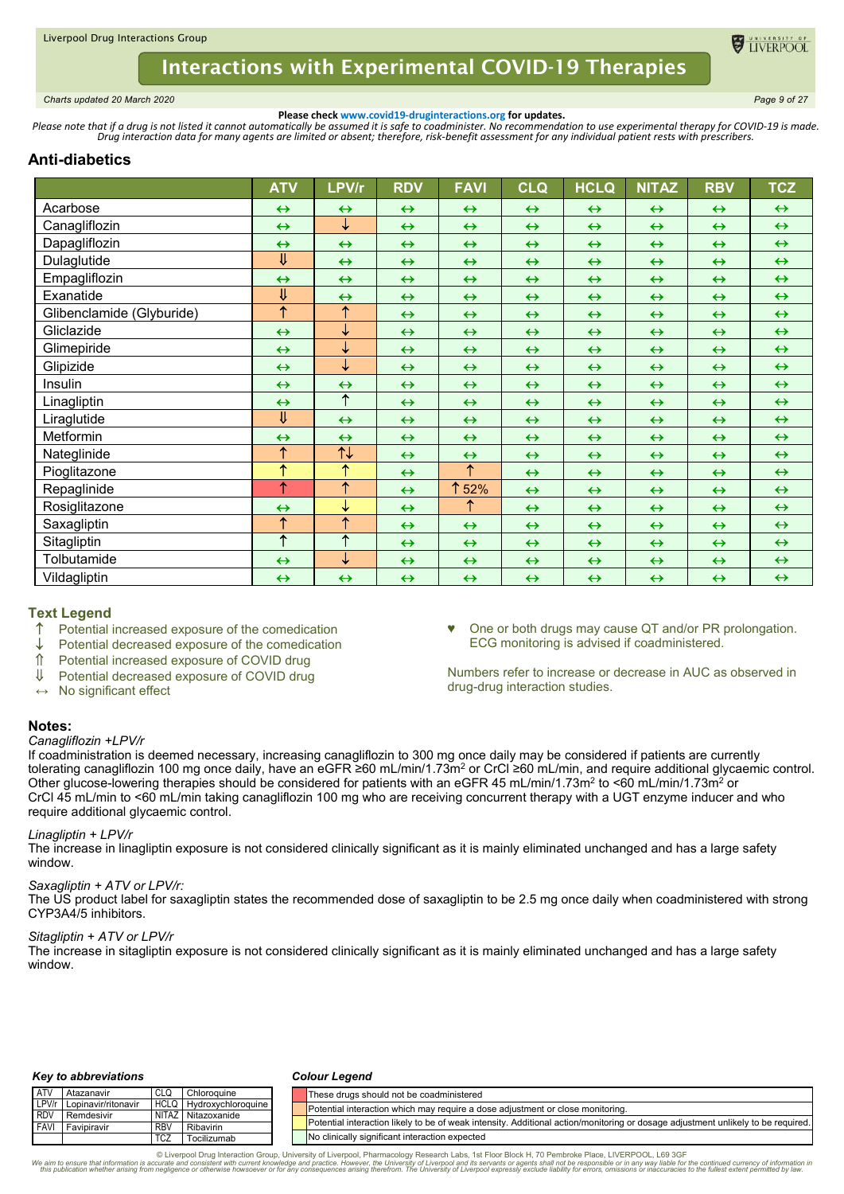Please check www.covid19-druginteractions.org for updates.

*Please note that if a drug is not listed it cannot automatically be assumed it is safe to coadminister. No recommendation to use experimental therapy for COVID-19 is made. Drug interaction data for many agents are limited or absent; therefore, risk-benefit assessment for any individual patient rests with prescribers.*

## Anti-diabetics

| | ATV | LPV/r | RDV | FAVI | CLQ | HCLQ | NITAZ | RBV | TCZ |
|---|---|---|---|---|---|---|---|---|---|
| Acarbose | ↔ | ↔ | ↔ | ↔ | ↔ | ↔ | ↔ | ↔ | ↔ |
| Canagliflozin | ↔ | ↓ | ↔ | ↔ | ↔ | ↔ | ↔ | ↔ | ↔ |
| Dapagliflozin | ↔ | ↔ | ↔ | ↔ | ↔ | ↔ | ↔ | ↔ | ↔ |
| Dulaglutide | ⇓ | ↔ | ↔ | ↔ | ↔ | ↔ | ↔ | ↔ | ↔ |
| Empagliflozin | ↔ | ↔ | ↔ | ↔ | ↔ | ↔ | ↔ | ↔ | ↔ |
| Exanatide | ⇓ | ↔ | ↔ | ↔ | ↔ | ↔ | ↔ | ↔ | ↔ |
| Glibenclamide (Glyburide) | ↑ | ↑ | ↔ | ↔ | ↔ | ↔ | ↔ | ↔ | ↔ |
| Gliclazide | ↔ | ↓ | ↔ | ↔ | ↔ | ↔ | ↔ | ↔ | ↔ |
| Glimepiride | ↔ | ↓ | ↔ | ↔ | ↔ | ↔ | ↔ | ↔ | ↔ |
| Glipizide | ↔ | ↓ | ↔ | ↔ | ↔ | ↔ | ↔ | ↔ | ↔ |
| Insulin | ↔ | ↔ | ↔ | ↔ | ↔ | ↔ | ↔ | ↔ | ↔ |
| Linagliptin | ↔ | ↑ | ↔ | ↔ | ↔ | ↔ | ↔ | ↔ | ↔ |
| Liraglutide | ⇓ | ↔ | ↔ | ↔ | ↔ | ↔ | ↔ | ↔ | ↔ |
| Metformin | ↔ | ↔ | ↔ | ↔ | ↔ | ↔ | ↔ | ↔ | ↔ |
| Nateglinide | ↑ | ↑↓ | ↔ | ↔ | ↔ | ↔ | ↔ | ↔ | ↔ |
| Pioglitazone | ↑ | ↑ | ↔ | ↑ | ↔ | ↔ | ↔ | ↔ | ↔ |
| Repaglinide | ↑ | ↑ | ↔ | ↑52% | ↔ | ↔ | ↔ | ↔ | ↔ |
| Rosiglitazone | ↔ | ↓ | ↔ | ↑ | ↔ | ↔ | ↔ | ↔ | ↔ |
| Saxagliptin | ↑ | ↑ | ↔ | ↔ | ↔ | ↔ | ↔ | ↔ | ↔ |
| Sitagliptin | ↑ | ↑ | ↔ | ↔ | ↔ | ↔ | ↔ | ↔ | ↔ |
| Tolbutamide | ↔ | ↓ | ↔ | ↔ | ↔ | ↔ | ↔ | ↔ | ↔ |
| Vildagliptin | ↔ | ↔ | ↔ | ↔ | ↔ | ↔ | ↔ | ↔ | ↔ |

### Text Legend

- ↑ Potential increased exposure of the comedication
- ↓ Potential decreased exposure of the comedication
- ⇑ Potential increased exposure of COVID drug
- ⇓ Potential decreased exposure of COVID drug
- ↔ No significant effect

♥ One or both drugs may cause QT and/or PR prolongation. ECG monitoring is advised if coadministered.

Numbers refer to increase or decrease in AUC as observed in drug-drug interaction studies.

### Notes:

*Canagliflozin +LPV/r*

If coadministration is deemed necessary, increasing canagliflozin to 300 mg once daily may be considered if patients are currently tolerating canagliflozin 100 mg once daily, have an eGFR ≥60 mL/min/1.73m$^2$ or CrCl ≥60 mL/min, and require additional glycaemic control. Other glucose-lowering therapies should be considered for patients with an eGFR 45 mL/min/1.73m$^2$ to <60 mL/min/1.73m$^2$ or CrCl 45 mL/min to <60 mL/min taking canagliflozin 100 mg who are receiving concurrent therapy with a UGT enzyme inducer and who require additional glycaemic control.

*Linagliptin + LPV/r*

The increase in linagliptin exposure is not considered clinically significant as it is mainly eliminated unchanged and has a large safety window.

*Saxagliptin + ATV or LPV/r:*

The US product label for saxagliptin states the recommended dose of saxagliptin to be 2.5 mg once daily when coadministered with strong CYP3A4/5 inhibitors.

*Sitagliptin + ATV or LPV/r*

The increase in sitagliptin exposure is not considered clinically significant as it is mainly eliminated unchanged and has a large safety window.

**Key to abbreviations**

| | | | |
|---|---|---|---|
| ATV | Atazanavir | CLQ | Chloroquine |
| LPV/r | Lopinavir/ritonavir | HCLQ | Hydroxychloroquine |
| RDV | Remdesivir | NITAZ | Nitazoxanide |
| FAVI | Favipiravir | RBV | Ribavirin |
| | | TCZ | Tocilizumab |

**Colour Legend**

- Red: These drugs should not be coadministered
- Orange: Potential interaction which may require a dose adjustment or close monitoring.
- Yellow: Potential interaction likely to be of weak intensity. Additional action/monitoring or dosage adjustment unlikely to be required.
- Green: No clinically significant interaction expected

© Liverpool Drug Interaction Group, University of Liverpool, Pharmacology Research Labs, 1st Floor Block H, 70 Pembroke Place, LIVERPOOL, L69 3GF

*We aim to ensure that information is accurate and consistent with current knowledge and practice. However, the University of Liverpool and its servants or agents shall not be responsible or in any way liable for the continued currency of information in this publication whether arising from negligence or otherwise howsoever or for any consequences arising therefrom. The University of Liverpool expressly exclude liability for errors, omissions or inaccuracies to the fullest extent permitted by law.*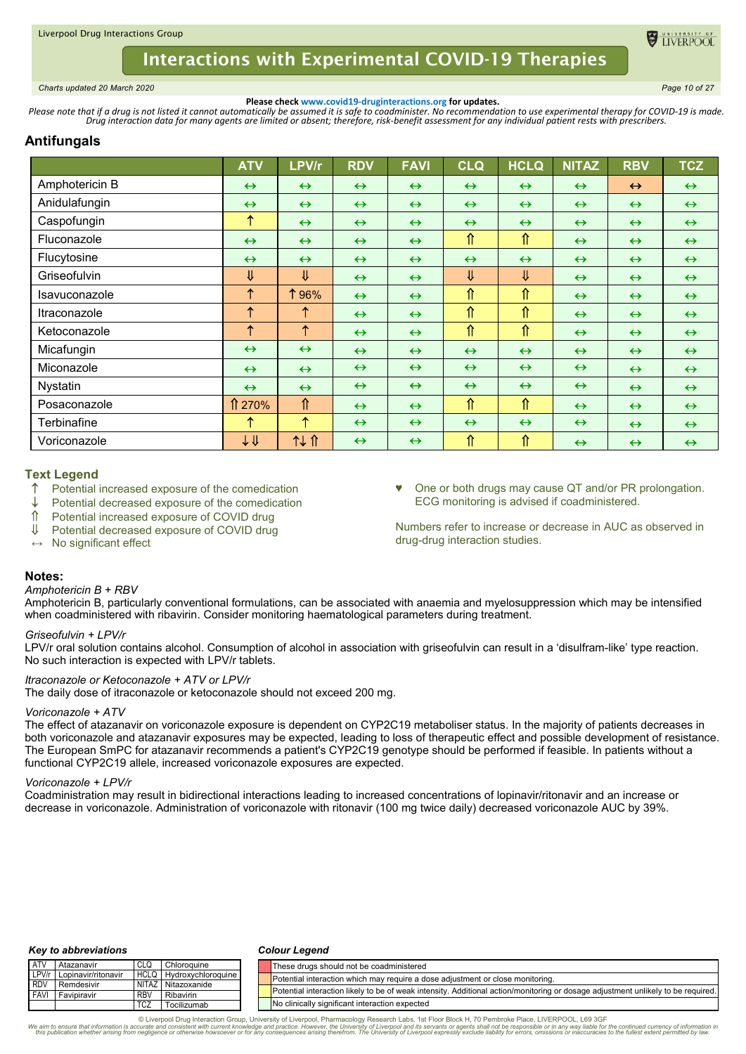Please check **www.covid19-druginteractions.org** for updates.

*Please note that if a drug is not listed it cannot automatically be assumed it is safe to coadminister. No recommendation to use experimental therapy for COVID-19 is made. Drug interaction data for many agents are limited or absent; therefore, risk-benefit assessment for any individual patient rests with prescribers.*

## Antifungals

| | ATV | LPV/r | RDV | FAVI | CLQ | HCLQ | NITAZ | RBV | TCZ |
|---|---|---|---|---|---|---|---|---|---|
| Amphotericin B | ↔ | ↔ | ↔ | ↔ | ↔ | ↔ | ↔ | ↔ | ↔ |
| Anidulafungin | ↔ | ↔ | ↔ | ↔ | ↔ | ↔ | ↔ | ↔ | ↔ |
| Caspofungin | ↑ | ↔ | ↔ | ↔ | ↔ | ↔ | ↔ | ↔ | ↔ |
| Fluconazole | ↔ | ↔ | ↔ | ↔ | ⇑ | ⇑ | ↔ | ↔ | ↔ |
| Flucytosine | ↔ | ↔ | ↔ | ↔ | ↔ | ↔ | ↔ | ↔ | ↔ |
| Griseofulvin | ⇓ | ⇓ | ↔ | ↔ | ⇓ | ⇓ | ↔ | ↔ | ↔ |
| Isavuconazole | ↑ | ↑96% | ↔ | ↔ | ⇑ | ⇑ | ↔ | ↔ | ↔ |
| Itraconazole | ↑ | ↑ | ↔ | ↔ | ⇑ | ⇑ | ↔ | ↔ | ↔ |
| Ketoconazole | ↑ | ↑ | ↔ | ↔ | ⇑ | ⇑ | ↔ | ↔ | ↔ |
| Micafungin | ↔ | ↔ | ↔ | ↔ | ↔ | ↔ | ↔ | ↔ | ↔ |
| Miconazole | ↔ | ↔ | ↔ | ↔ | ↔ | ↔ | ↔ | ↔ | ↔ |
| Nystatin | ↔ | ↔ | ↔ | ↔ | ↔ | ↔ | ↔ | ↔ | ↔ |
| Posaconazole | ⇑270% | ⇑ | ↔ | ↔ | ⇑ | ⇑ | ↔ | ↔ | ↔ |
| Terbinafine | ↑ | ↑ | ↔ | ↔ | ↔ | ↔ | ↔ | ↔ | ↔ |
| Voriconazole | ↓⇓ | ↑↓⇑ | ↔ | ↔ | ⇑ | ⇑ | ↔ | ↔ | ↔ |

### Text Legend

- ↑ Potential increased exposure of the comedication
- ↓ Potential decreased exposure of the comedication
- ⇑ Potential increased exposure of COVID drug
- ⇓ Potential decreased exposure of COVID drug
- ↔ No significant effect

♥ One or both drugs may cause QT and/or PR prolongation. ECG monitoring is advised if coadministered.

Numbers refer to increase or decrease in AUC as observed in drug-drug interaction studies.

### Notes:

*Amphotericin B + RBV*

Amphotericin B, particularly conventional formulations, can be associated with anaemia and myelosuppression which may be intensified when coadministered with ribavirin. Consider monitoring haematological parameters during treatment.

*Griseofulvin + LPV/r*

LPV/r oral solution contains alcohol. Consumption of alcohol in association with griseofulvin can result in a 'disulfram-like' type reaction. No such interaction is expected with LPV/r tablets.

*Itraconazole or Ketoconazole + ATV or LPV/r*

The daily dose of itraconazole or ketoconazole should not exceed 200 mg.

*Voriconazole + ATV*

The effect of atazanavir on voriconazole exposure is dependent on CYP2C19 metaboliser status. In the majority of patients decreases in both voriconazole and atazanavir exposures may be expected, leading to loss of therapeutic effect and possible development of resistance. The European SmPC for atazanavir recommends a patient's CYP2C19 genotype should be performed if feasible. In patients without a functional CYP2C19 allele, increased voriconazole exposures are expected.

*Voriconazole + LPV/r*

Coadministration may result in bidirectional interactions leading to increased concentrations of lopinavir/ritonavir and an increase or decrease in voriconazole. Administration of voriconazole with ritonavir (100 mg twice daily) decreased voriconazole AUC by 39%.

#### *Key to abbreviations*

| | | | |
|---|---|---|---|
| ATV | Atazanavir | CLQ | Chloroquine |
| LPV/r | Lopinavir/ritonavir | HCLQ | Hydroxychloroquine |
| RDV | Remdesivir | NITAZ | Nitazoxanide |
| FAVI | Favipiravir | RBV | Ribavirin |
| | | TCZ | Tocilizumab |

#### *Colour Legend*

- These drugs should not be coadministered
- Potential interaction which may require a dose adjustment or close monitoring.
- Potential interaction likely to be of weak intensity. Additional action/monitoring or dosage adjustment unlikely to be required.
- No clinically significant interaction expected

© Liverpool Drug Interaction Group, University of Liverpool, Pharmacology Research Labs, 1st Floor Block H, 70 Pembroke Place, LIVERPOOL, L69 3GF

*We aim to ensure that information is accurate and consistent with current knowledge and practice. However, the University of Liverpool and its servants or agents shall not be responsible or in any way liable for the continued currency of information in this publication whether arising from negligence or otherwise howsoever or for any consequences arising therefrom. The University of Liverpool expressly exclude liability for errors, omissions or inaccuracies to the fullest extent permitted by law.*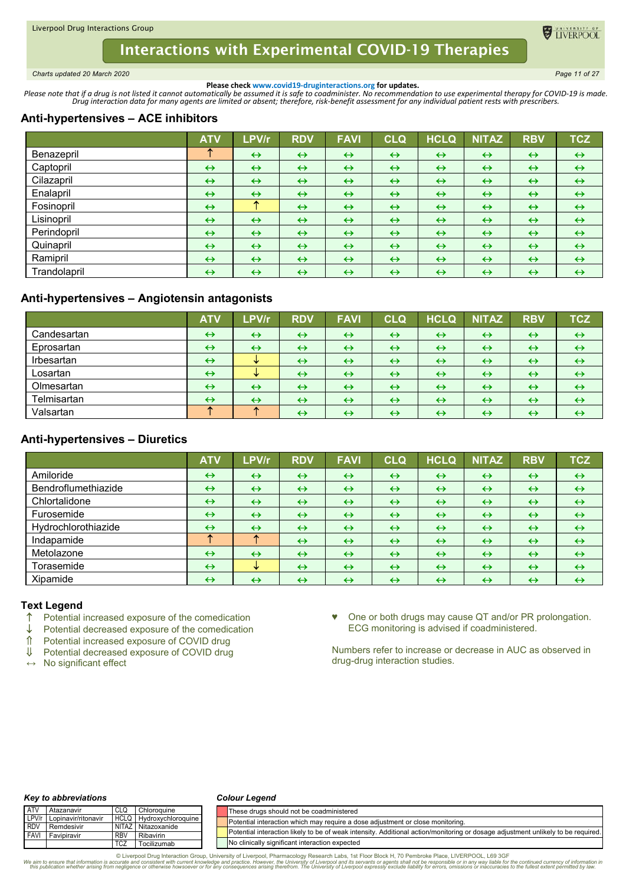Please check **www.covid19-druginteractions.org** for updates.

*Please note that if a drug is not listed it cannot automatically be assumed it is safe to coadminister. No recommendation to use experimental therapy for COVID-19 is made. Drug interaction data for many agents are limited or absent; therefore, risk-benefit assessment for any individual patient rests with prescribers.*

## Anti-hypertensives – ACE inhibitors

| | ATV | LPV/r | RDV | FAVI | CLQ | HCLQ | NITAZ | RBV | TCZ |
|---|---|---|---|---|---|---|---|---|---|
| Benazepril | ↑ | ↔ | ↔ | ↔ | ↔ | ↔ | ↔ | ↔ | ↔ |
| Captopril | ↔ | ↔ | ↔ | ↔ | ↔ | ↔ | ↔ | ↔ | ↔ |
| Cilazapril | ↔ | ↔ | ↔ | ↔ | ↔ | ↔ | ↔ | ↔ | ↔ |
| Enalapril | ↔ | ↔ | ↔ | ↔ | ↔ | ↔ | ↔ | ↔ | ↔ |
| Fosinopril | ↔ | ↑ | ↔ | ↔ | ↔ | ↔ | ↔ | ↔ | ↔ |
| Lisinopril | ↔ | ↔ | ↔ | ↔ | ↔ | ↔ | ↔ | ↔ | ↔ |
| Perindopril | ↔ | ↔ | ↔ | ↔ | ↔ | ↔ | ↔ | ↔ | ↔ |
| Quinapril | ↔ | ↔ | ↔ | ↔ | ↔ | ↔ | ↔ | ↔ | ↔ |
| Ramipril | ↔ | ↔ | ↔ | ↔ | ↔ | ↔ | ↔ | ↔ | ↔ |
| Trandolapril | ↔ | ↔ | ↔ | ↔ | ↔ | ↔ | ↔ | ↔ | ↔ |

## Anti-hypertensives – Angiotensin antagonists

| | ATV | LPV/r | RDV | FAVI | CLQ | HCLQ | NITAZ | RBV | TCZ |
|---|---|---|---|---|---|---|---|---|---|
| Candesartan | ↔ | ↔ | ↔ | ↔ | ↔ | ↔ | ↔ | ↔ | ↔ |
| Eprosartan | ↔ | ↔ | ↔ | ↔ | ↔ | ↔ | ↔ | ↔ | ↔ |
| Irbesartan | ↔ | ↓ | ↔ | ↔ | ↔ | ↔ | ↔ | ↔ | ↔ |
| Losartan | ↔ | ↓ | ↔ | ↔ | ↔ | ↔ | ↔ | ↔ | ↔ |
| Olmesartan | ↔ | ↔ | ↔ | ↔ | ↔ | ↔ | ↔ | ↔ | ↔ |
| Telmisartan | ↔ | ↔ | ↔ | ↔ | ↔ | ↔ | ↔ | ↔ | ↔ |
| Valsartan | ↑ | ↑ | ↔ | ↔ | ↔ | ↔ | ↔ | ↔ | ↔ |

## Anti-hypertensives – Diuretics

| | ATV | LPV/r | RDV | FAVI | CLQ | HCLQ | NITAZ | RBV | TCZ |
|---|---|---|---|---|---|---|---|---|---|
| Amiloride | ↔ | ↔ | ↔ | ↔ | ↔ | ↔ | ↔ | ↔ | ↔ |
| Bendroflumethiazide | ↔ | ↔ | ↔ | ↔ | ↔ | ↔ | ↔ | ↔ | ↔ |
| Chlortalidone | ↔ | ↔ | ↔ | ↔ | ↔ | ↔ | ↔ | ↔ | ↔ |
| Furosemide | ↔ | ↔ | ↔ | ↔ | ↔ | ↔ | ↔ | ↔ | ↔ |
| Hydrochlorothiazide | ↔ | ↔ | ↔ | ↔ | ↔ | ↔ | ↔ | ↔ | ↔ |
| Indapamide | ↑ | ↑ | ↔ | ↔ | ↔ | ↔ | ↔ | ↔ | ↔ |
| Metolazone | ↔ | ↔ | ↔ | ↔ | ↔ | ↔ | ↔ | ↔ | ↔ |
| Torasemide | ↔ | ↓ | ↔ | ↔ | ↔ | ↔ | ↔ | ↔ | ↔ |
| Xipamide | ↔ | ↔ | ↔ | ↔ | ↔ | ↔ | ↔ | ↔ | ↔ |

### Text Legend

- ↑ Potential increased exposure of the comedication
- ↓ Potential decreased exposure of the comedication
- ⇑ Potential increased exposure of COVID drug
- ⇓ Potential decreased exposure of COVID drug
- ↔ No significant effect

♥ One or both drugs may cause QT and/or PR prolongation. ECG monitoring is advised if coadministered.

Numbers refer to increase or decrease in AUC as observed in drug-drug interaction studies.

### *Key to abbreviations*

| | | | |
|---|---|---|---|
| ATV | Atazanavir | CLQ | Chloroquine |
| LPV/r | Lopinavir/ritonavir | HCLQ | Hydroxychloroquine |
| RDV | Remdesivir | NITAZ | Nitazoxanide |
| FAVI | Favipiravir | RBV | Ribavirin |
| | | TCZ | Tocilizumab |

### *Colour Legend*

| Colour | Meaning |
|---|---|
| Red | These drugs should not be coadministered |
| Orange | Potential interaction which may require a dose adjustment or close monitoring. |
| Yellow | Potential interaction likely to be of weak intensity. Additional action/monitoring or dosage adjustment unlikely to be required. |
| Green | No clinically significant interaction expected |

© Liverpool Drug Interaction Group, University of Liverpool, Pharmacology Research Labs, 1st Floor Block H, 70 Pembroke Place, LIVERPOOL, L69 3GF

*We aim to ensure that information is accurate and consistent with current knowledge and practice. However, the University of Liverpool and its servants or agents shall not be responsible or in any way liable for the continued currency of information in this publication whether arising from negligence or otherwise howsoever or for any consequences arising therefrom. The University of Liverpool expressly exclude liability for errors, omissions or inaccuracies to the fullest extent permitted by law.*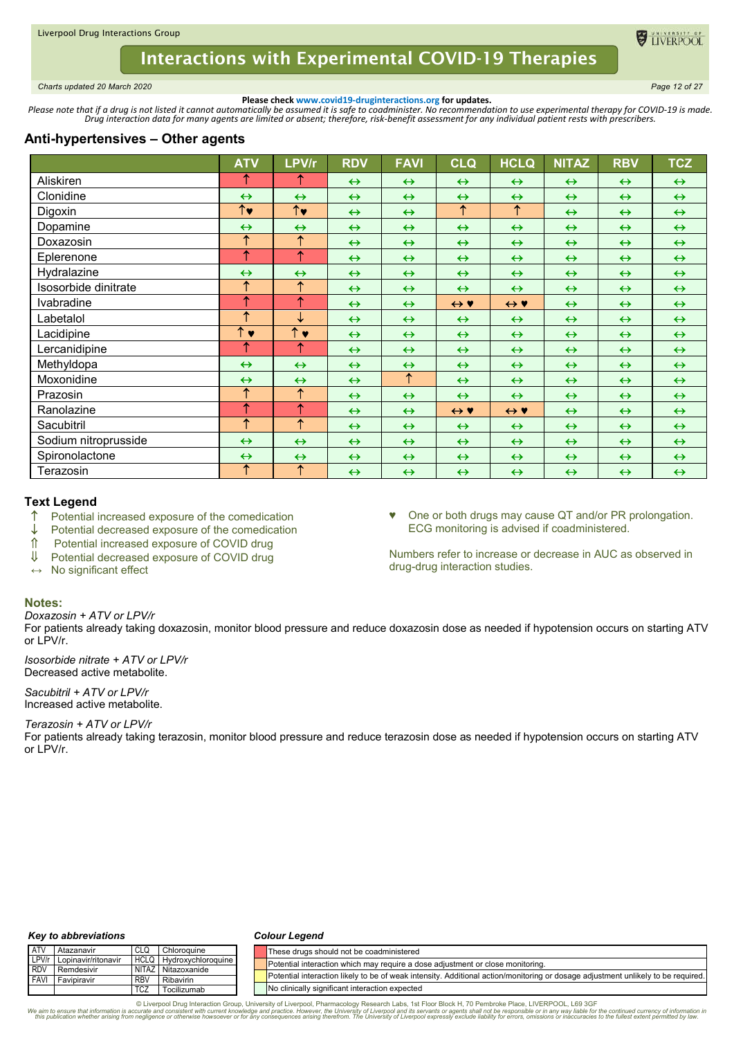Please check www.covid19-druginteractions.org for updates.

*Please note that if a drug is not listed it cannot automatically be assumed it is safe to coadminister. No recommendation to use experimental therapy for COVID-19 is made. Drug interaction data for many agents are limited or absent; therefore, risk-benefit assessment for any individual patient rests with prescribers.*

## Anti-hypertensives – Other agents

| | ATV | LPV/r | RDV | FAVI | CLQ | HCLQ | NITAZ | RBV | TCZ |
|---|---|---|---|---|---|---|---|---|---|
| Aliskiren | ↑ | ↑ | ↔ | ↔ | ↔ | ↔ | ↔ | ↔ | ↔ |
| Clonidine | ↔ | ↔ | ↔ | ↔ | ↔ | ↔ | ↔ | ↔ | ↔ |
| Digoxin | ↑♥ | ↑♥ | ↔ | ↔ | ↑ | ↑ | ↔ | ↔ | ↔ |
| Dopamine | ↔ | ↔ | ↔ | ↔ | ↔ | ↔ | ↔ | ↔ | ↔ |
| Doxazosin | ↑ | ↑ | ↔ | ↔ | ↔ | ↔ | ↔ | ↔ | ↔ |
| Eplerenone | ↑ | ↑ | ↔ | ↔ | ↔ | ↔ | ↔ | ↔ | ↔ |
| Hydralazine | ↔ | ↔ | ↔ | ↔ | ↔ | ↔ | ↔ | ↔ | ↔ |
| Isosorbide dinitrate | ↑ | ↑ | ↔ | ↔ | ↔ | ↔ | ↔ | ↔ | ↔ |
| Ivabradine | ↑ | ↑ | ↔ | ↔ | ↔ ♥ | ↔ ♥ | ↔ | ↔ | ↔ |
| Labetalol | ↑ | ↓ | ↔ | ↔ | ↔ | ↔ | ↔ | ↔ | ↔ |
| Lacidipine | ↑ ♥ | ↑ ♥ | ↔ | ↔ | ↔ | ↔ | ↔ | ↔ | ↔ |
| Lercanidipine | ↑ | ↑ | ↔ | ↔ | ↔ | ↔ | ↔ | ↔ | ↔ |
| Methyldopa | ↔ | ↔ | ↔ | ↔ | ↔ | ↔ | ↔ | ↔ | ↔ |
| Moxonidine | ↔ | ↔ | ↔ | ↑ | ↔ | ↔ | ↔ | ↔ | ↔ |
| Prazosin | ↑ | ↑ | ↔ | ↔ | ↔ | ↔ | ↔ | ↔ | ↔ |
| Ranolazine | ↑ | ↑ | ↔ | ↔ | ↔ ♥ | ↔ ♥ | ↔ | ↔ | ↔ |
| Sacubitril | ↑ | ↑ | ↔ | ↔ | ↔ | ↔ | ↔ | ↔ | ↔ |
| Sodium nitroprusside | ↔ | ↔ | ↔ | ↔ | ↔ | ↔ | ↔ | ↔ | ↔ |
| Spironolactone | ↔ | ↔ | ↔ | ↔ | ↔ | ↔ | ↔ | ↔ | ↔ |
| Terazosin | ↑ | ↑ | ↔ | ↔ | ↔ | ↔ | ↔ | ↔ | ↔ |

### Text Legend

- ↑ Potential increased exposure of the comedication
- ↓ Potential decreased exposure of the comedication
- ⇑ Potential increased exposure of COVID drug
- ⇓ Potential decreased exposure of COVID drug
- ↔ No significant effect

♥ One or both drugs may cause QT and/or PR prolongation. ECG monitoring is advised if coadministered.

Numbers refer to increase or decrease in AUC as observed in drug-drug interaction studies.

### Notes:

*Doxazosin + ATV or LPV/r*
For patients already taking doxazosin, monitor blood pressure and reduce doxazosin dose as needed if hypotension occurs on starting ATV or LPV/r.

*Isosorbide nitrate + ATV or LPV/r*
Decreased active metabolite.

*Sacubitril + ATV or LPV/r*
Increased active metabolite.

*Terazosin + ATV or LPV/r*
For patients already taking terazosin, monitor blood pressure and reduce terazosin dose as needed if hypotension occurs on starting ATV or LPV/r.

### Key to abbreviations

| | | | |
|---|---|---|---|
| ATV | Atazanavir | CLQ | Chloroquine |
| LPV/r | Lopinavir/ritonavir | HCLQ | Hydroxychloroquine |
| RDV | Remdesivir | NITAZ | Nitazoxanide |
| FAVI | Favipiravir | RBV | Ribavirin |
| | | TCZ | Tocilizumab |

### Colour Legend

| Colour | Meaning |
|---|---|
| Red | These drugs should not be coadministered |
| Orange | Potential interaction which may require a dose adjustment or close monitoring. |
| Yellow | Potential interaction likely to be of weak intensity. Additional action/monitoring or dosage adjustment unlikely to be required. |
| Green | No clinically significant interaction expected |

© Liverpool Drug Interaction Group, University of Liverpool, Pharmacology Research Labs, 1st Floor Block H, 70 Pembroke Place, LIVERPOOL, L69 3GF

*We aim to ensure that information is accurate and consistent with current knowledge and practice. However, the University of Liverpool and its servants or agents shall not be responsible or in any way liable for the continued currency of information in this publication whether arising from negligence or otherwise howsoever or for any consequences arising therefrom. The University of Liverpool expressly exclude liability for errors, omissions or inaccuracies to the fullest extent permitted by law.*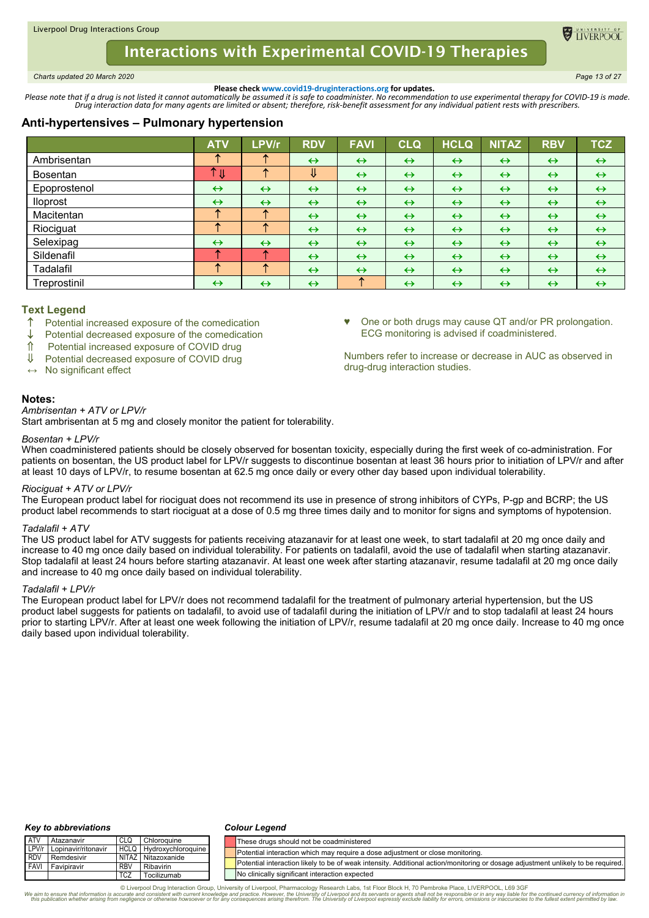Liverpool Drug Interactions Group

# Interactions with Experimental COVID-19 Therapies

*Charts updated 20 March 2020*

**Please check www.covid19-druginteractions.org for updates.**

*Please note that if a drug is not listed it cannot automatically be assumed it is safe to coadminister. No recommendation to use experimental therapy for COVID-19 is made. Drug interaction data for many agents are limited or absent; therefore, risk-benefit assessment for any individual patient rests with prescribers.*

## Anti-hypertensives – Pulmonary hypertension

| | ATV | LPV/r | RDV | FAVI | CLQ | HCLQ | NITAZ | RBV | TCZ |
|---|---|---|---|---|---|---|---|---|---|
| Ambrisentan | ↑ | ↑ | ↔ | ↔ | ↔ | ↔ | ↔ | ↔ | ↔ |
| Bosentan | ↑⇓ | ↑ | ⇓ | ↔ | ↔ | ↔ | ↔ | ↔ | ↔ |
| Epoprostenol | ↔ | ↔ | ↔ | ↔ | ↔ | ↔ | ↔ | ↔ | ↔ |
| Iloprost | ↔ | ↔ | ↔ | ↔ | ↔ | ↔ | ↔ | ↔ | ↔ |
| Macitentan | ↑ | ↑ | ↔ | ↔ | ↔ | ↔ | ↔ | ↔ | ↔ |
| Riociguat | ↑ | ↑ | ↔ | ↔ | ↔ | ↔ | ↔ | ↔ | ↔ |
| Selexipag | ↔ | ↔ | ↔ | ↔ | ↔ | ↔ | ↔ | ↔ | ↔ |
| Sildenafil | ↑ | ↑ | ↔ | ↔ | ↔ | ↔ | ↔ | ↔ | ↔ |
| Tadalafil | ↑ | ↑ | ↔ | ↔ | ↔ | ↔ | ↔ | ↔ | ↔ |
| Treprostinil | ↔ | ↔ | ↔ | ↑ | ↔ | ↔ | ↔ | ↔ | ↔ |

### Text Legend

- ↑ Potential increased exposure of the comedication
- ↓ Potential decreased exposure of the comedication
- ⇑ Potential increased exposure of COVID drug
- ⇓ Potential decreased exposure of COVID drug
- ↔ No significant effect

♥ One or both drugs may cause QT and/or PR prolongation. ECG monitoring is advised if coadministered.

Numbers refer to increase or decrease in AUC as observed in drug-drug interaction studies.

### Notes:

*Ambrisentan + ATV or LPV/r*
Start ambrisentan at 5 mg and closely monitor the patient for tolerability.

*Bosentan + LPV/r*
When coadministered patients should be closely observed for bosentan toxicity, especially during the first week of co-administration. For patients on bosentan, the US product label for LPV/r suggests to discontinue bosentan at least 36 hours prior to initiation of LPV/r and after at least 10 days of LPV/r, to resume bosentan at 62.5 mg once daily or every other day based upon individual tolerability.

*Riociguat + ATV or LPV/r*
The European product label for riociguat does not recommend its use in presence of strong inhibitors of CYPs, P-gp and BCRP; the US product label recommends to start riociguat at a dose of 0.5 mg three times daily and to monitor for signs and symptoms of hypotension.

*Tadalafil + ATV*
The US product label for ATV suggests for patients receiving atazanavir for at least one week, to start tadalafil at 20 mg once daily and increase to 40 mg once daily based on individual tolerability. For patients on tadalafil, avoid the use of tadalafil when starting atazanavir. Stop tadalafil at least 24 hours before starting atazanavir. At least one week after starting atazanavir, resume tadalafil at 20 mg once daily and increase to 40 mg once daily based on individual tolerability.

*Tadalafil + LPV/r*
The European product label for LPV/r does not recommend tadalafil for the treatment of pulmonary arterial hypertension, but the US product label suggests for patients on tadalafil, to avoid use of tadalafil during the initiation of LPV/r and to stop tadalafil at least 24 hours prior to starting LPV/r. After at least one week following the initiation of LPV/r, resume tadalafil at 20 mg once daily. Increase to 40 mg once daily based upon individual tolerability.

***Key to abbreviations***

| | | | |
|---|---|---|---|
| ATV | Atazanavir | CLQ | Chloroquine |
| LPV/r | Lopinavir/ritonavir | HCLQ | Hydroxychloroquine |
| RDV | Remdesivir | NITAZ | Nitazoxanide |
| FAVI | Favipiravir | RBV | Ribavirin |
| | | TCZ | Tocilizumab |

***Colour Legend***

| Colour | Meaning |
|---|---|
| Red | These drugs should not be coadministered |
| Orange | Potential interaction which may require a dose adjustment or close monitoring. |
| Yellow | Potential interaction likely to be of weak intensity. Additional action/monitoring or dosage adjustment unlikely to be required. |
| Green | No clinically significant interaction expected |

© Liverpool Drug Interaction Group, University of Liverpool, Pharmacology Research Labs, 1st Floor Block H, 70 Pembroke Place, LIVERPOOL, L69 3GF
*We aim to ensure that information is accurate and consistent with current knowledge and practice. However, the University of Liverpool and its servants or agents shall not be responsible or in any way liable for the continued currency of information in this publication whether arising from negligence or otherwise howsoever or for any consequences arising therefrom. The University of Liverpool expressly exclude liability for errors, omissions or inaccuracies to the fullest extent permitted by law.*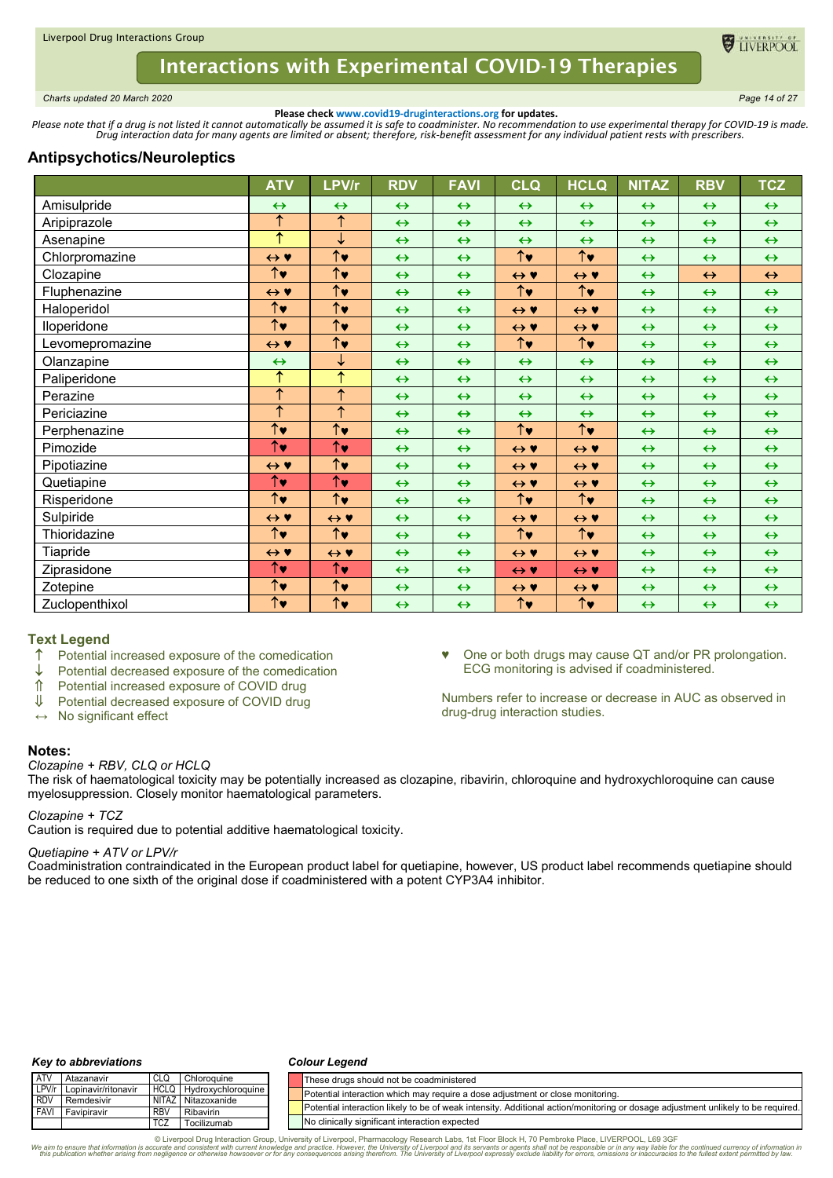**Please check www.covid19-druginteractions.org for updates.**

*Please note that if a drug is not listed it cannot automatically be assumed it is safe to coadminister. No recommendation to use experimental therapy for COVID-19 is made. Drug interaction data for many agents are limited or absent; therefore, risk-benefit assessment for any individual patient rests with prescribers.*

## Antipsychotics/Neuroleptics

| | ATV | LPV/r | RDV | FAVI | CLQ | HCLQ | NITAZ | RBV | TCZ |
|---|---|---|---|---|---|---|---|---|---|
| Amisulpride | ↔ | ↔ | ↔ | ↔ | ↔ | ↔ | ↔ | ↔ | ↔ |
| Aripiprazole | ↑ | ↑ | ↔ | ↔ | ↔ | ↔ | ↔ | ↔ | ↔ |
| Asenapine | ↑ | ↓ | ↔ | ↔ | ↔ | ↔ | ↔ | ↔ | ↔ |
| Chlorpromazine | ↔ ♥ | ↑♥ | ↔ | ↔ | ↑♥ | ↑♥ | ↔ | ↔ | ↔ |
| Clozapine | ↑♥ | ↑♥ | ↔ | ↔ | ↔ ♥ | ↔ ♥ | ↔ | ↔ | ↔ |
| Fluphenazine | ↔ ♥ | ↑♥ | ↔ | ↔ | ↑♥ | ↑♥ | ↔ | ↔ | ↔ |
| Haloperidol | ↑♥ | ↑♥ | ↔ | ↔ | ↔ ♥ | ↔ ♥ | ↔ | ↔ | ↔ |
| Iloperidone | ↑♥ | ↑♥ | ↔ | ↔ | ↔ ♥ | ↔ ♥ | ↔ | ↔ | ↔ |
| Levomepromazine | ↔ ♥ | ↑♥ | ↔ | ↔ | ↑♥ | ↑♥ | ↔ | ↔ | ↔ |
| Olanzapine | ↔ | ↓ | ↔ | ↔ | ↔ | ↔ | ↔ | ↔ | ↔ |
| Paliperidone | ↑ | ↑ | ↔ | ↔ | ↔ | ↔ | ↔ | ↔ | ↔ |
| Perazine | ↑ | ↑ | ↔ | ↔ | ↔ | ↔ | ↔ | ↔ | ↔ |
| Periciazine | ↑ | ↑ | ↔ | ↔ | ↔ | ↔ | ↔ | ↔ | ↔ |
| Perphenazine | ↑♥ | ↑♥ | ↔ | ↔ | ↑♥ | ↑♥ | ↔ | ↔ | ↔ |
| Pimozide | ↑♥ | ↑♥ | ↔ | ↔ | ↔ ♥ | ↔ ♥ | ↔ | ↔ | ↔ |
| Pipotiazine | ↔ ♥ | ↑♥ | ↔ | ↔ | ↔ ♥ | ↔ ♥ | ↔ | ↔ | ↔ |
| Quetiapine | ↑♥ | ↑♥ | ↔ | ↔ | ↔ ♥ | ↔ ♥ | ↔ | ↔ | ↔ |
| Risperidone | ↑♥ | ↑♥ | ↔ | ↔ | ↑♥ | ↑♥ | ↔ | ↔ | ↔ |
| Sulpiride | ↔ ♥ | ↔ ♥ | ↔ | ↔ | ↔ ♥ | ↔ ♥ | ↔ | ↔ | ↔ |
| Thioridazine | ↑♥ | ↑♥ | ↔ | ↔ | ↑♥ | ↑♥ | ↔ | ↔ | ↔ |
| Tiapride | ↔ ♥ | ↔ ♥ | ↔ | ↔ | ↔ ♥ | ↔ ♥ | ↔ | ↔ | ↔ |
| Ziprasidone | ↑♥ | ↑♥ | ↔ | ↔ | ↔ ♥ | ↔ ♥ | ↔ | ↔ | ↔ |
| Zotepine | ↑♥ | ↑♥ | ↔ | ↔ | ↔ ♥ | ↔ ♥ | ↔ | ↔ | ↔ |
| Zuclopenthixol | ↑♥ | ↑♥ | ↔ | ↔ | ↑♥ | ↑♥ | ↔ | ↔ | ↔ |

### Text Legend

- ↑ Potential increased exposure of the comedication
- ↓ Potential decreased exposure of the comedication
- ⇑ Potential increased exposure of COVID drug
- ⇓ Potential decreased exposure of COVID drug
- ↔ No significant effect

♥ One or both drugs may cause QT and/or PR prolongation. ECG monitoring is advised if coadministered.

Numbers refer to increase or decrease in AUC as observed in drug-drug interaction studies.

### Notes:

*Clozapine + RBV, CLQ or HCLQ*
The risk of haematological toxicity may be potentially increased as clozapine, ribavirin, chloroquine and hydroxychloroquine can cause myelosuppression. Closely monitor haematological parameters.

*Clozapine + TCZ*
Caution is required due to potential additive haematological toxicity.

*Quetiapine + ATV or LPV/r*
Coadministration contraindicated in the European product label for quetiapine, however, US product label recommends quetiapine should be reduced to one sixth of the original dose if coadministered with a potent CYP3A4 inhibitor.

#### *Key to abbreviations*

| | | | |
|---|---|---|---|
| ATV | Atazanavir | CLQ | Chloroquine |
| LPV/r | Lopinavir/ritonavir | HCLQ | Hydroxychloroquine |
| RDV | Remdesivir | NITAZ | Nitazoxanide |
| FAVI | Favipiravir | RBV | Ribavirin |
| | | TCZ | Tocilizumab |

#### *Colour Legend*

- Red: These drugs should not be coadministered
- Amber: Potential interaction which may require a dose adjustment or close monitoring.
- Yellow: Potential interaction likely to be of weak intensity. Additional action/monitoring or dosage adjustment unlikely to be required.
- Green: No clinically significant interaction expected

© Liverpool Drug Interaction Group, University of Liverpool, Pharmacology Research Labs, 1st Floor Block H, 70 Pembroke Place, LIVERPOOL, L69 3GF

*We aim to ensure that information is accurate and consistent with current knowledge and practice. However, the University of Liverpool and its servants or agents shall not be responsible or in any way liable for the continued currency of information in this publication whether arising from negligence or otherwise howsoever or for any consequences arising therefrom. The University of Liverpool expressly exclude liability for errors, omissions or inaccuracies to the fullest extent permitted by law.*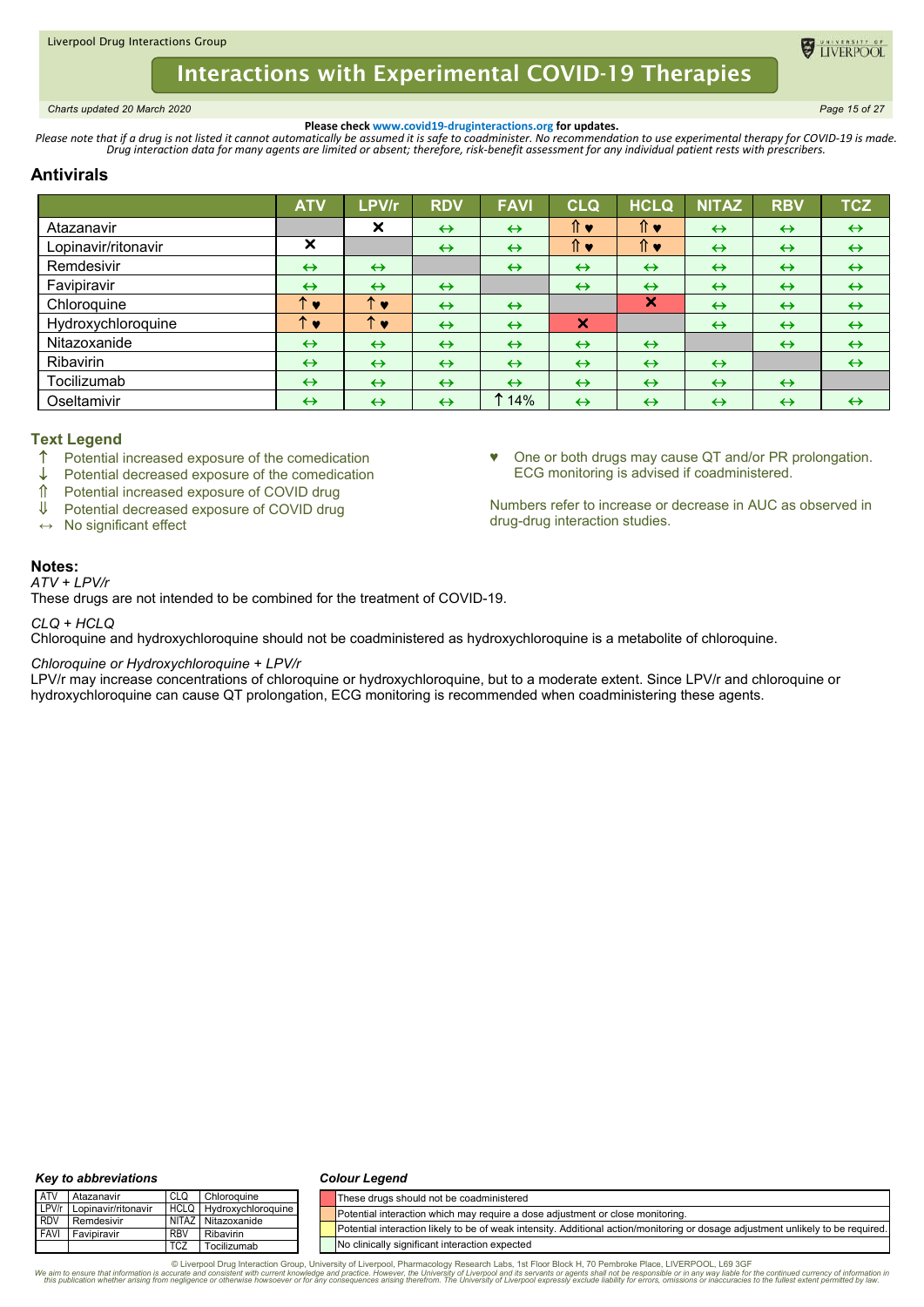Please check www.covid19-druginteractions.org for updates.

*Please note that if a drug is not listed it cannot automatically be assumed it is safe to coadminister. No recommendation to use experimental therapy for COVID-19 is made. Drug interaction data for many agents are limited or absent; therefore, risk-benefit assessment for any individual patient rests with prescribers.*

## Antivirals

| | ATV | LPV/r | RDV | FAVI | CLQ | HCLQ | NITAZ | RBV | TCZ |
|---|---|---|---|---|---|---|---|---|---|
| Atazanavir | | ✕ | ↔ | ↔ | ⇑ ♥ | ⇑ ♥ | ↔ | ↔ | ↔ |
| Lopinavir/ritonavir | ✕ | | ↔ | ↔ | ⇑ ♥ | ⇑ ♥ | ↔ | ↔ | ↔ |
| Remdesivir | ↔ | ↔ | | ↔ | ↔ | ↔ | ↔ | ↔ | ↔ |
| Favipiravir | ↔ | ↔ | ↔ | | ↔ | ↔ | ↔ | ↔ | ↔ |
| Chloroquine | ↑ ♥ | ↑ ♥ | ↔ | ↔ | | ✕ | ↔ | ↔ | ↔ |
| Hydroxychloroquine | ↑ ♥ | ↑ ♥ | ↔ | ↔ | ✕ | | ↔ | ↔ | ↔ |
| Nitazoxanide | ↔ | ↔ | ↔ | ↔ | ↔ | ↔ | | ↔ | ↔ |
| Ribavirin | ↔ | ↔ | ↔ | ↔ | ↔ | ↔ | ↔ | | ↔ |
| Tocilizumab | ↔ | ↔ | ↔ | ↔ | ↔ | ↔ | ↔ | ↔ | |
| Oseltamivir | ↔ | ↔ | ↔ | ↑ 14% | ↔ | ↔ | ↔ | ↔ | ↔ |

### Text Legend

- ↑ Potential increased exposure of the comedication
- ↓ Potential decreased exposure of the comedication
- ⇑ Potential increased exposure of COVID drug
- ⇓ Potential decreased exposure of COVID drug
- ↔ No significant effect

♥ One or both drugs may cause QT and/or PR prolongation. ECG monitoring is advised if coadministered.

Numbers refer to increase or decrease in AUC as observed in drug-drug interaction studies.

### Notes:

*ATV + LPV/r*

These drugs are not intended to be combined for the treatment of COVID-19.

*CLQ + HCLQ*

Chloroquine and hydroxychloroquine should not be coadministered as hydroxychloroquine is a metabolite of chloroquine.

*Chloroquine or Hydroxychloroquine + LPV/r*

LPV/r may increase concentrations of chloroquine or hydroxychloroquine, but to a moderate extent. Since LPV/r and chloroquine or hydroxychloroquine can cause QT prolongation, ECG monitoring is recommended when coadministering these agents.

**Key to abbreviations**

| | | | |
|---|---|---|---|
| ATV | Atazanavir | CLQ | Chloroquine |
| LPV/r | Lopinavir/ritonavir | HCLQ | Hydroxychloroquine |
| RDV | Remdesivir | NITAZ | Nitazoxanide |
| FAVI | Favipiravir | RBV | Ribavirin |
| | | TCZ | Tocilizumab |

**Colour Legend**

| Colour | Meaning |
|---|---|
| Red | These drugs should not be coadministered |
| Orange | Potential interaction which may require a dose adjustment or close monitoring. |
| Yellow | Potential interaction likely to be of weak intensity. Additional action/monitoring or dosage adjustment unlikely to be required. |
| Green | No clinically significant interaction expected |

© Liverpool Drug Interaction Group, University of Liverpool, Pharmacology Research Labs, 1st Floor Block H, 70 Pembroke Place, LIVERPOOL, L69 3GF

*We aim to ensure that information is accurate and consistent with current knowledge and practice. However, the University of Liverpool and its servants or agents shall not be responsible or in any way liable for the continued currency of information in this publication whether arising from negligence or otherwise howsoever or for any consequences arising therefrom. The University of Liverpool expressly exclude liability for errors, omissions or inaccuracies to the fullest extent permitted by law.*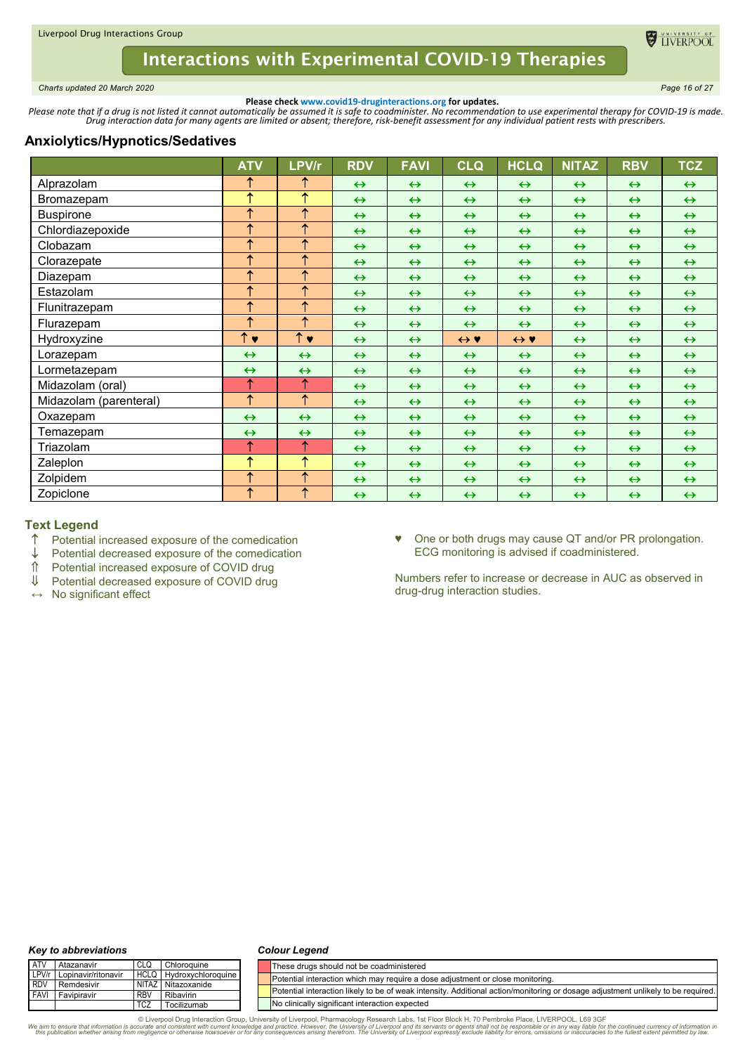Please check www.covid19-druginteractions.org for updates.

*Please note that if a drug is not listed it cannot automatically be assumed it is safe to coadminister. No recommendation to use experimental therapy for COVID-19 is made. Drug interaction data for many agents are limited or absent; therefore, risk-benefit assessment for any individual patient rests with prescribers.*

## Anxiolytics/Hypnotics/Sedatives

| | ATV | LPV/r | RDV | FAVI | CLQ | HCLQ | NITAZ | RBV | TCZ |
|---|---|---|---|---|---|---|---|---|---|
| Alprazolam | ↑ | ↑ | ↔ | ↔ | ↔ | ↔ | ↔ | ↔ | ↔ |
| Bromazepam | ↑ | ↑ | ↔ | ↔ | ↔ | ↔ | ↔ | ↔ | ↔ |
| Buspirone | ↑ | ↑ | ↔ | ↔ | ↔ | ↔ | ↔ | ↔ | ↔ |
| Chlordiazepoxide | ↑ | ↑ | ↔ | ↔ | ↔ | ↔ | ↔ | ↔ | ↔ |
| Clobazam | ↑ | ↑ | ↔ | ↔ | ↔ | ↔ | ↔ | ↔ | ↔ |
| Clorazepate | ↑ | ↑ | ↔ | ↔ | ↔ | ↔ | ↔ | ↔ | ↔ |
| Diazepam | ↑ | ↑ | ↔ | ↔ | ↔ | ↔ | ↔ | ↔ | ↔ |
| Estazolam | ↑ | ↑ | ↔ | ↔ | ↔ | ↔ | ↔ | ↔ | ↔ |
| Flunitrazepam | ↑ | ↑ | ↔ | ↔ | ↔ | ↔ | ↔ | ↔ | ↔ |
| Flurazepam | ↑ | ↑ | ↔ | ↔ | ↔ | ↔ | ↔ | ↔ | ↔ |
| Hydroxyzine | ↑ ♥ | ↑ ♥ | ↔ | ↔ | ↔ ♥ | ↔ ♥ | ↔ | ↔ | ↔ |
| Lorazepam | ↔ | ↔ | ↔ | ↔ | ↔ | ↔ | ↔ | ↔ | ↔ |
| Lormetazepam | ↔ | ↔ | ↔ | ↔ | ↔ | ↔ | ↔ | ↔ | ↔ |
| Midazolam (oral) | ↑ | ↑ | ↔ | ↔ | ↔ | ↔ | ↔ | ↔ | ↔ |
| Midazolam (parenteral) | ↑ | ↑ | ↔ | ↔ | ↔ | ↔ | ↔ | ↔ | ↔ |
| Oxazepam | ↔ | ↔ | ↔ | ↔ | ↔ | ↔ | ↔ | ↔ | ↔ |
| Temazepam | ↔ | ↔ | ↔ | ↔ | ↔ | ↔ | ↔ | ↔ | ↔ |
| Triazolam | ↑ | ↑ | ↔ | ↔ | ↔ | ↔ | ↔ | ↔ | ↔ |
| Zaleplon | ↑ | ↑ | ↔ | ↔ | ↔ | ↔ | ↔ | ↔ | ↔ |
| Zolpidem | ↑ | ↑ | ↔ | ↔ | ↔ | ↔ | ↔ | ↔ | ↔ |
| Zopiclone | ↑ | ↑ | ↔ | ↔ | ↔ | ↔ | ↔ | ↔ | ↔ |

### Text Legend

- ↑ Potential increased exposure of the comedication
- ↓ Potential decreased exposure of the comedication
- ⇑ Potential increased exposure of COVID drug
- ⇓ Potential decreased exposure of COVID drug
- ↔ No significant effect

♥ One or both drugs may cause QT and/or PR prolongation. ECG monitoring is advised if coadministered.

Numbers refer to increase or decrease in AUC as observed in drug-drug interaction studies.

### Key to abbreviations

| | | | |
|---|---|---|---|
| ATV | Atazanavir | CLQ | Chloroquine |
| LPV/r | Lopinavir/ritonavir | HCLQ | Hydroxychloroquine |
| RDV | Remdesivir | NITAZ | Nitazoxanide |
| FAVI | Favipiravir | RBV | Ribavirin |
| | | TCZ | Tocilizumab |

### Colour Legend

| Colour | Meaning |
|---|---|
| Red | These drugs should not be coadministered |
| Orange | Potential interaction which may require a dose adjustment or close monitoring. |
| Yellow | Potential interaction likely to be of weak intensity. Additional action/monitoring or dosage adjustment unlikely to be required. |
| Green | No clinically significant interaction expected |

© Liverpool Drug Interaction Group, University of Liverpool, Pharmacology Research Labs, 1st Floor Block H, 70 Pembroke Place, LIVERPOOL, L69 3GF

*We aim to ensure that information is accurate and consistent with current knowledge and practice. However, the University of Liverpool and its servants or agents shall not be responsible or in any way liable for the continued currency of information in this publication whether arising from negligence or otherwise howsoever or for any consequences arising therefrom. The University of Liverpool expressly exclude liability for errors, omissions or inaccuracies to the fullest extent permitted by law.*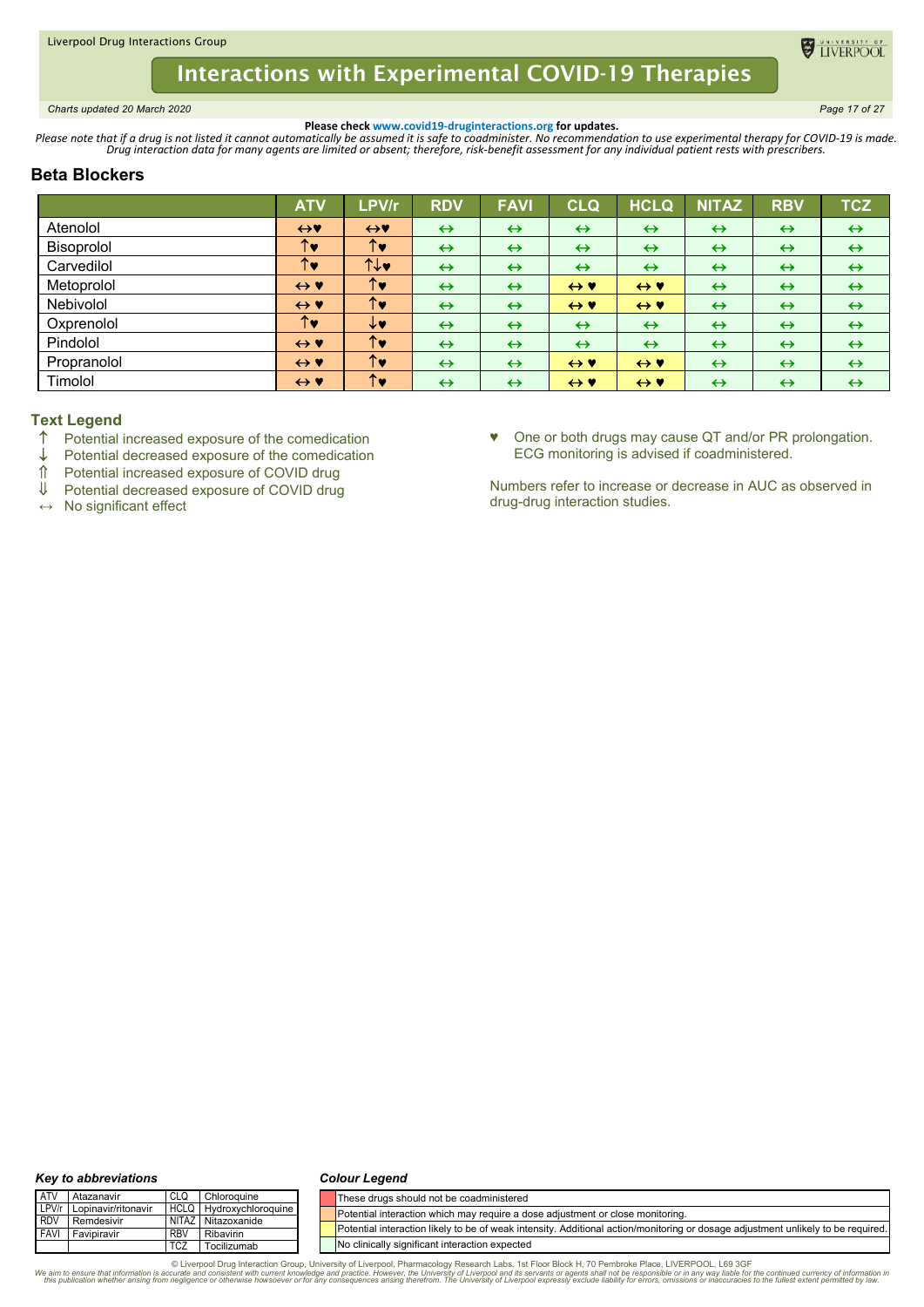Please check www.covid19-druginteractions.org for updates.

*Please note that if a drug is not listed it cannot automatically be assumed it is safe to coadminister. No recommendation to use experimental therapy for COVID-19 is made. Drug interaction data for many agents are limited or absent; therefore, risk-benefit assessment for any individual patient rests with prescribers.*

## Beta Blockers

| | ATV | LPV/r | RDV | FAVI | CLQ | HCLQ | NITAZ | RBV | TCZ |
|---|---|---|---|---|---|---|---|---|---|
| Atenolol | ↔♥ | ↔♥ | ↔ | ↔ | ↔ | ↔ | ↔ | ↔ | ↔ |
| Bisoprolol | ↑♥ | ↑♥ | ↔ | ↔ | ↔ | ↔ | ↔ | ↔ | ↔ |
| Carvedilol | ↑♥ | ↑↓♥ | ↔ | ↔ | ↔ | ↔ | ↔ | ↔ | ↔ |
| Metoprolol | ↔ ♥ | ↑♥ | ↔ | ↔ | ↔ ♥ | ↔ ♥ | ↔ | ↔ | ↔ |
| Nebivolol | ↔ ♥ | ↑♥ | ↔ | ↔ | ↔ ♥ | ↔ ♥ | ↔ | ↔ | ↔ |
| Oxprenolol | ↑♥ | ↓♥ | ↔ | ↔ | ↔ | ↔ | ↔ | ↔ | ↔ |
| Pindolol | ↔ ♥ | ↑♥ | ↔ | ↔ | ↔ | ↔ | ↔ | ↔ | ↔ |
| Propranolol | ↔ ♥ | ↑♥ | ↔ | ↔ | ↔ ♥ | ↔ ♥ | ↔ | ↔ | ↔ |
| Timolol | ↔ ♥ | ↑♥ | ↔ | ↔ | ↔ ♥ | ↔ ♥ | ↔ | ↔ | ↔ |

### Text Legend

- ↑ Potential increased exposure of the comedication
- ↓ Potential decreased exposure of the comedication
- ⇑ Potential increased exposure of COVID drug
- ⇓ Potential decreased exposure of COVID drug
- ↔ No significant effect

♥ One or both drugs may cause QT and/or PR prolongation. ECG monitoring is advised if coadministered.

Numbers refer to increase or decrease in AUC as observed in drug-drug interaction studies.

***Key to abbreviations***

| | | | |
|---|---|---|---|
| ATV | Atazanavir | CLQ | Chloroquine |
| LPV/r | Lopinavir/ritonavir | HCLQ | Hydroxychloroquine |
| RDV | Remdesivir | NITAZ | Nitazoxanide |
| FAVI | Favipiravir | RBV | Ribavirin |
| | | TCZ | Tocilizumab |

***Colour Legend***

| Colour | Meaning |
|---|---|
| Red | These drugs should not be coadministered |
| Orange | Potential interaction which may require a dose adjustment or close monitoring. |
| Yellow | Potential interaction likely to be of weak intensity. Additional action/monitoring or dosage adjustment unlikely to be required. |
| Green | No clinically significant interaction expected |

© Liverpool Drug Interaction Group, University of Liverpool, Pharmacology Research Labs, 1st Floor Block H, 70 Pembroke Place, LIVERPOOL, L69 3GF

*We aim to ensure that information is accurate and consistent with current knowledge and practice. However, the University of Liverpool and its servants or agents shall not be responsible or in any way liable for the continued currency of information in this publication whether arising from negligence or otherwise howsoever or for any consequences arising therefrom. The University of Liverpool expressly exclude liability for errors, omissions or inaccuracies to the fullest extent permitted by law.*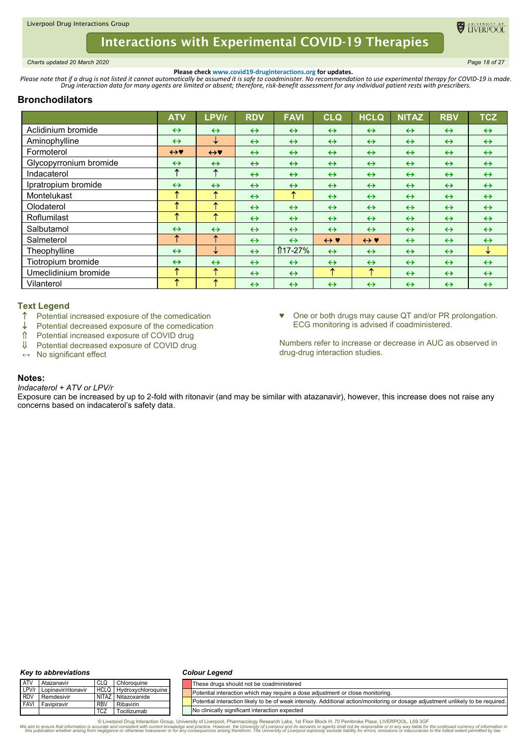Please check www.covid19-druginteractions.org for updates.

*Please note that if a drug is not listed it cannot automatically be assumed it is safe to coadminister. No recommendation to use experimental therapy for COVID-19 is made. Drug interaction data for many agents are limited or absent; therefore, risk-benefit assessment for any individual patient rests with prescribers.*

## Bronchodilators

| | ATV | LPV/r | RDV | FAVI | CLQ | HCLQ | NITAZ | RBV | TCZ |
|---|---|---|---|---|---|---|---|---|---|
| Aclidinium bromide | ↔ | ↔ | ↔ | ↔ | ↔ | ↔ | ↔ | ↔ | ↔ |
| Aminophylline | ↔ | ↓ | ↔ | ↔ | ↔ | ↔ | ↔ | ↔ | ↔ |
| Formoterol | ↔♥ | ↔♥ | ↔ | ↔ | ↔ | ↔ | ↔ | ↔ | ↔ |
| Glycopyrronium bromide | ↔ | ↔ | ↔ | ↔ | ↔ | ↔ | ↔ | ↔ | ↔ |
| Indacaterol | ↑ | ↑ | ↔ | ↔ | ↔ | ↔ | ↔ | ↔ | ↔ |
| Ipratropium bromide | ↔ | ↔ | ↔ | ↔ | ↔ | ↔ | ↔ | ↔ | ↔ |
| Montelukast | ↑ | ↑ | ↔ | ↑ | ↔ | ↔ | ↔ | ↔ | ↔ |
| Olodaterol | ↑ | ↑ | ↔ | ↔ | ↔ | ↔ | ↔ | ↔ | ↔ |
| Roflumilast | ↑ | ↑ | ↔ | ↔ | ↔ | ↔ | ↔ | ↔ | ↔ |
| Salbutamol | ↔ | ↔ | ↔ | ↔ | ↔ | ↔ | ↔ | ↔ | ↔ |
| Salmeterol | ↑ | ↑ | ↔ | ↔ | ↔ ♥ | ↔ ♥ | ↔ | ↔ | ↔ |
| Theophylline | ↔ | ↓ | ↔ | ⇑17-27% | ↔ | ↔ | ↔ | ↔ | ↓ |
| Tiotropium bromide | ↔ | ↔ | ↔ | ↔ | ↔ | ↔ | ↔ | ↔ | ↔ |
| Umeclidinium bromide | ↑ | ↑ | ↔ | ↔ | ↑ | ↑ | ↔ | ↔ | ↔ |
| Vilanterol | ↑ | ↑ | ↔ | ↔ | ↔ | ↔ | ↔ | ↔ | ↔ |

### Text Legend

- ↑ Potential increased exposure of the comedication
- ↓ Potential decreased exposure of the comedication
- ⇑ Potential increased exposure of COVID drug
- ⇓ Potential decreased exposure of COVID drug
- ↔ No significant effect

♥ One or both drugs may cause QT and/or PR prolongation. ECG monitoring is advised if coadministered.

Numbers refer to increase or decrease in AUC as observed in drug-drug interaction studies.

### Notes:

*Indacaterol + ATV or LPV/r*

Exposure can be increased by up to 2-fold with ritonavir (and may be similar with atazanavir), however, this increase does not raise any concerns based on indacaterol's safety data.

**Key to abbreviations**

| | | | |
|---|---|---|---|
| ATV | Atazanavir | CLQ | Chloroquine |
| LPV/r | Lopinavir/ritonavir | HCLQ | Hydroxychloroquine |
| RDV | Remdesivir | NITAZ | Nitazoxanide |
| FAVI | Favipiravir | RBV | Ribavirin |
| | | TCZ | Tocilizumab |

**Colour Legend**

- (Red) These drugs should not be coadministered
- (Orange) Potential interaction which may require a dose adjustment or close monitoring.
- (Yellow) Potential interaction likely to be of weak intensity. Additional action/monitoring or dosage adjustment unlikely to be required.
- (Green) No clinically significant interaction expected

© Liverpool Drug Interaction Group, University of Liverpool, Pharmacology Research Labs, 1st Floor Block H, 70 Pembroke Place, LIVERPOOL, L69 3GF

*We aim to ensure that information is accurate and consistent with current knowledge and practice. However, the University of Liverpool and its servants or agents shall not be responsible or in any way liable for the continued currency of information in this publication whether arising from negligence or otherwise howsoever or for any consequences arising therefrom. The University of Liverpool expressly exclude liability for errors, omissions or inaccuracies to the fullest extent permitted by law.*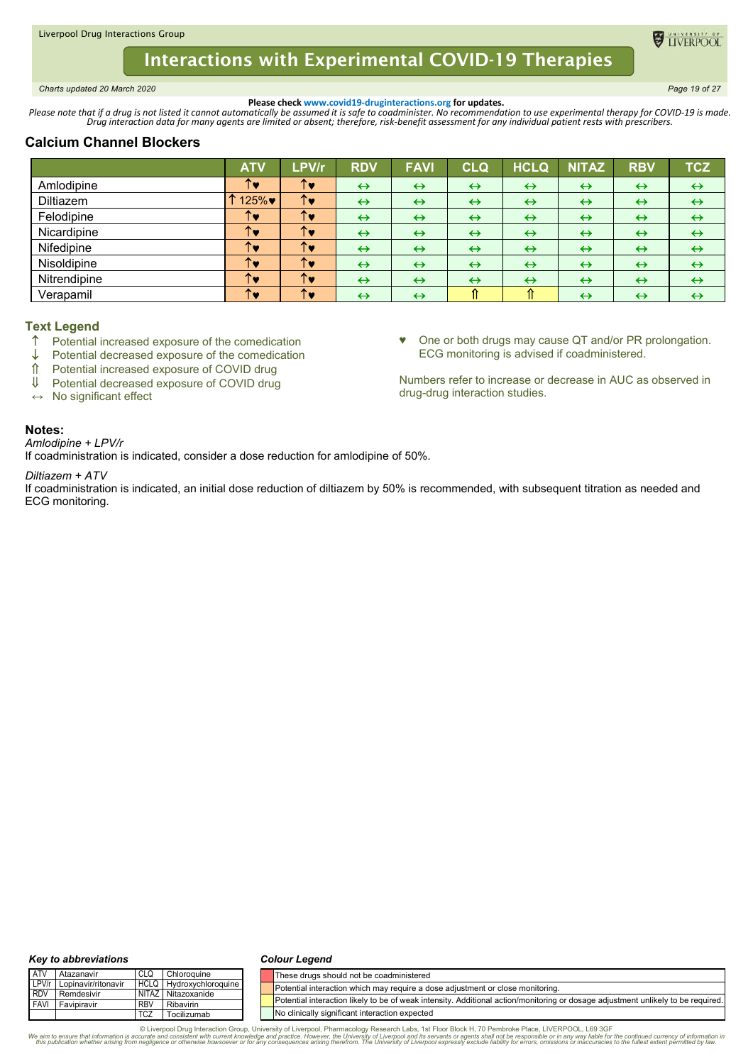**Please check www.covid19-druginteractions.org for updates.**

*Please note that if a drug is not listed it cannot automatically be assumed it is safe to coadminister. No recommendation to use experimental therapy for COVID-19 is made. Drug interaction data for many agents are limited or absent; therefore, risk-benefit assessment for any individual patient rests with prescribers.*

## Calcium Channel Blockers

| | ATV | LPV/r | RDV | FAVI | CLQ | HCLQ | NITAZ | RBV | TCZ |
|---|---|---|---|---|---|---|---|---|---|
| Amlodipine | ↑♥ | ↑♥ | ↔ | ↔ | ↔ | ↔ | ↔ | ↔ | ↔ |
| Diltiazem | ↑ 125%♥ | ↑♥ | ↔ | ↔ | ↔ | ↔ | ↔ | ↔ | ↔ |
| Felodipine | ↑♥ | ↑♥ | ↔ | ↔ | ↔ | ↔ | ↔ | ↔ | ↔ |
| Nicardipine | ↑♥ | ↑♥ | ↔ | ↔ | ↔ | ↔ | ↔ | ↔ | ↔ |
| Nifedipine | ↑♥ | ↑♥ | ↔ | ↔ | ↔ | ↔ | ↔ | ↔ | ↔ |
| Nisoldipine | ↑♥ | ↑♥ | ↔ | ↔ | ↔ | ↔ | ↔ | ↔ | ↔ |
| Nitrendipine | ↑♥ | ↑♥ | ↔ | ↔ | ↔ | ↔ | ↔ | ↔ | ↔ |
| Verapamil | ↑♥ | ↑♥ | ↔ | ↔ | ⇑ | ⇑ | ↔ | ↔ | ↔ |

### Text Legend

- ↑ Potential increased exposure of the comedication
- ↓ Potential decreased exposure of the comedication
- ⇑ Potential increased exposure of COVID drug
- ⇓ Potential decreased exposure of COVID drug
- ↔ No significant effect

♥ One or both drugs may cause QT and/or PR prolongation. ECG monitoring is advised if coadministered.

Numbers refer to increase or decrease in AUC as observed in drug-drug interaction studies.

### Notes:

*Amlodipine + LPV/r*

If coadministration is indicated, consider a dose reduction for amlodipine of 50%.

*Diltiazem + ATV*

If coadministration is indicated, an initial dose reduction of diltiazem by 50% is recommended, with subsequent titration as needed and ECG monitoring.

#### *Key to abbreviations*

| | | | |
|---|---|---|---|
| ATV | Atazanavir | CLQ | Chloroquine |
| LPV/r | Lopinavir/ritonavir | HCLQ | Hydroxychloroquine |
| RDV | Remdesivir | NITAZ | Nitazoxanide |
| FAVI | Favipiravir | RBV | Ribavirin |
| | | TCZ | Tocilizumab |

#### *Colour Legend*

- These drugs should not be coadministered
- Potential interaction which may require a dose adjustment or close monitoring.
- Potential interaction likely to be of weak intensity. Additional action/monitoring or dosage adjustment unlikely to be required.
- No clinically significant interaction expected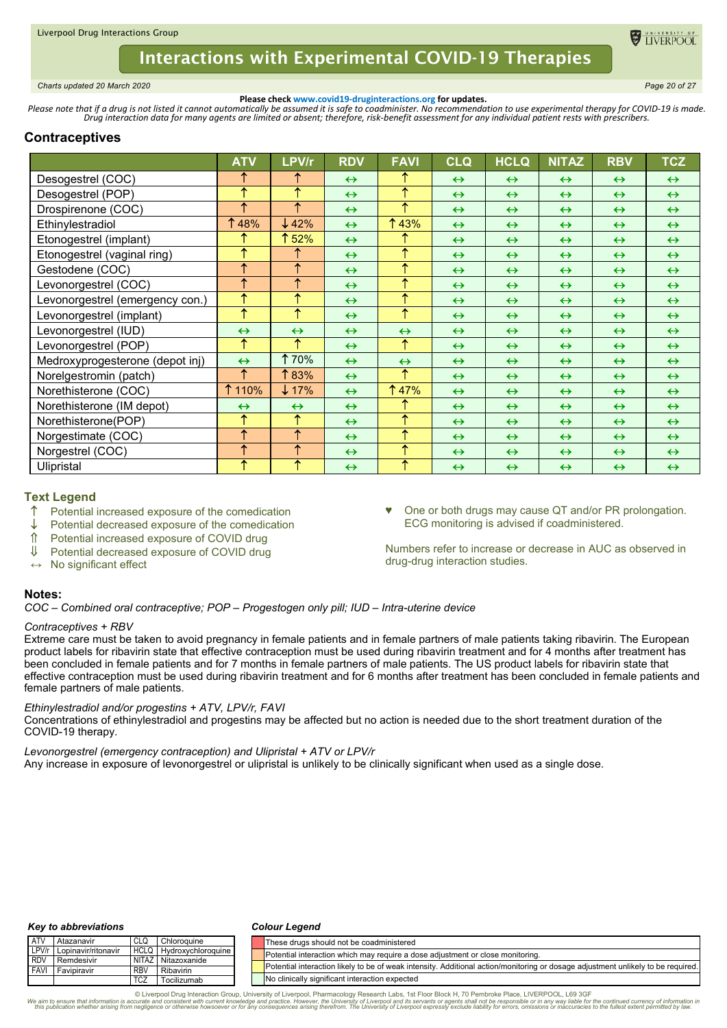Please check www.covid19-druginteractions.org for updates.

*Please note that if a drug is not listed it cannot automatically be assumed it is safe to coadminister. No recommendation to use experimental therapy for COVID-19 is made. Drug interaction data for many agents are limited or absent; therefore, risk-benefit assessment for any individual patient rests with prescribers.*

## Contraceptives

| | ATV | LPV/r | RDV | FAVI | CLQ | HCLQ | NITAZ | RBV | TCZ |
|---|---|---|---|---|---|---|---|---|---|
| Desogestrel (COC) | ↑ | ↑ | ↔ | ↑ | ↔ | ↔ | ↔ | ↔ | ↔ |
| Desogestrel (POP) | ↑ | ↑ | ↔ | ↑ | ↔ | ↔ | ↔ | ↔ | ↔ |
| Drospirenone (COC) | ↑ | ↑ | ↔ | ↑ | ↔ | ↔ | ↔ | ↔ | ↔ |
| Ethinylestradiol | ↑48% | ↓42% | ↔ | ↑43% | ↔ | ↔ | ↔ | ↔ | ↔ |
| Etonogestrel (implant) | ↑ | ↑52% | ↔ | ↑ | ↔ | ↔ | ↔ | ↔ | ↔ |
| Etonogestrel (vaginal ring) | ↑ | ↑ | ↔ | ↑ | ↔ | ↔ | ↔ | ↔ | ↔ |
| Gestodene (COC) | ↑ | ↑ | ↔ | ↑ | ↔ | ↔ | ↔ | ↔ | ↔ |
| Levonorgestrel (COC) | ↑ | ↑ | ↔ | ↑ | ↔ | ↔ | ↔ | ↔ | ↔ |
| Levonorgestrel (emergency con.) | ↑ | ↑ | ↔ | ↑ | ↔ | ↔ | ↔ | ↔ | ↔ |
| Levonorgestrel (implant) | ↑ | ↑ | ↔ | ↑ | ↔ | ↔ | ↔ | ↔ | ↔ |
| Levonorgestrel (IUD) | ↔ | ↔ | ↔ | ↔ | ↔ | ↔ | ↔ | ↔ | ↔ |
| Levonorgestrel (POP) | ↑ | ↑ | ↔ | ↑ | ↔ | ↔ | ↔ | ↔ | ↔ |
| Medroxyprogesterone (depot inj) | ↔ | ↑70% | ↔ | ↔ | ↔ | ↔ | ↔ | ↔ | ↔ |
| Norelgestromin (patch) | ↑ | ↑83% | ↔ | ↑ | ↔ | ↔ | ↔ | ↔ | ↔ |
| Norethisterone (COC) | ↑110% | ↓17% | ↔ | ↑47% | ↔ | ↔ | ↔ | ↔ | ↔ |
| Norethisterone (IM depot) | ↔ | ↔ | ↔ | ↑ | ↔ | ↔ | ↔ | ↔ | ↔ |
| Norethisterone(POP) | ↑ | ↑ | ↔ | ↑ | ↔ | ↔ | ↔ | ↔ | ↔ |
| Norgestimate (COC) | ↑ | ↑ | ↔ | ↑ | ↔ | ↔ | ↔ | ↔ | ↔ |
| Norgestrel (COC) | ↑ | ↑ | ↔ | ↑ | ↔ | ↔ | ↔ | ↔ | ↔ |
| Ulipristal | ↑ | ↑ | ↔ | ↑ | ↔ | ↔ | ↔ | ↔ | ↔ |

### Text Legend

- ↑ Potential increased exposure of the comedication
- ↓ Potential decreased exposure of the comedication
- ⇑ Potential increased exposure of COVID drug
- ⇓ Potential decreased exposure of COVID drug
- ↔ No significant effect

♥ One or both drugs may cause QT and/or PR prolongation. ECG monitoring is advised if coadministered.

Numbers refer to increase or decrease in AUC as observed in drug-drug interaction studies.

### Notes:

*COC – Combined oral contraceptive; POP – Progestogen only pill; IUD – Intra-uterine device*

*Contraceptives + RBV*

Extreme care must be taken to avoid pregnancy in female patients and in female partners of male patients taking ribavirin. The European product labels for ribavirin state that effective contraception must be used during ribavirin treatment and for 4 months after treatment has been concluded in female patients and for 7 months in female partners of male patients. The US product labels for ribavirin state that effective contraception must be used during ribavirin treatment and for 6 months after treatment has been concluded in female patients and female partners of male patients.

*Ethinylestradiol and/or progestins + ATV, LPV/r, FAVI*

Concentrations of ethinylestradiol and progestins may be affected but no action is needed due to the short treatment duration of the COVID-19 therapy.

*Levonorgestrel (emergency contraception) and Ulipristal + ATV or LPV/r*

Any increase in exposure of levonorgestrel or ulipristal is unlikely to be clinically significant when used as a single dose.

### Key to abbreviations

| | | | |
|---|---|---|---|
| ATV | Atazanavir | CLQ | Chloroquine |
| LPV/r | Lopinavir/ritonavir | HCLQ | Hydroxychloroquine |
| RDV | Remdesivir | NITAZ | Nitazoxanide |
| FAVI | Favipiravir | RBV | Ribavirin |
| | | TCZ | Tocilizumab |

### Colour Legend

| Colour | Meaning |
|---|---|
| Red | These drugs should not be coadministered |
| Orange | Potential interaction which may require a dose adjustment or close monitoring. |
| Yellow | Potential interaction likely to be of weak intensity. Additional action/monitoring or dosage adjustment unlikely to be required. |
| Green | No clinically significant interaction expected |

© Liverpool Drug Interaction Group, University of Liverpool, Pharmacology Research Labs, 1st Floor Block H, 70 Pembroke Place, LIVERPOOL, L69 3GF

*We aim to ensure that information is accurate and consistent with current knowledge and practice. However, the University of Liverpool and its servants or agents shall not be responsible or in any way liable for the continued currency of information in this publication whether arising from negligence or otherwise howsoever or for any consequences arising therefrom. The University of Liverpool expressly exclude liability for errors, omissions or inaccuracies to the fullest extent permitted by law.*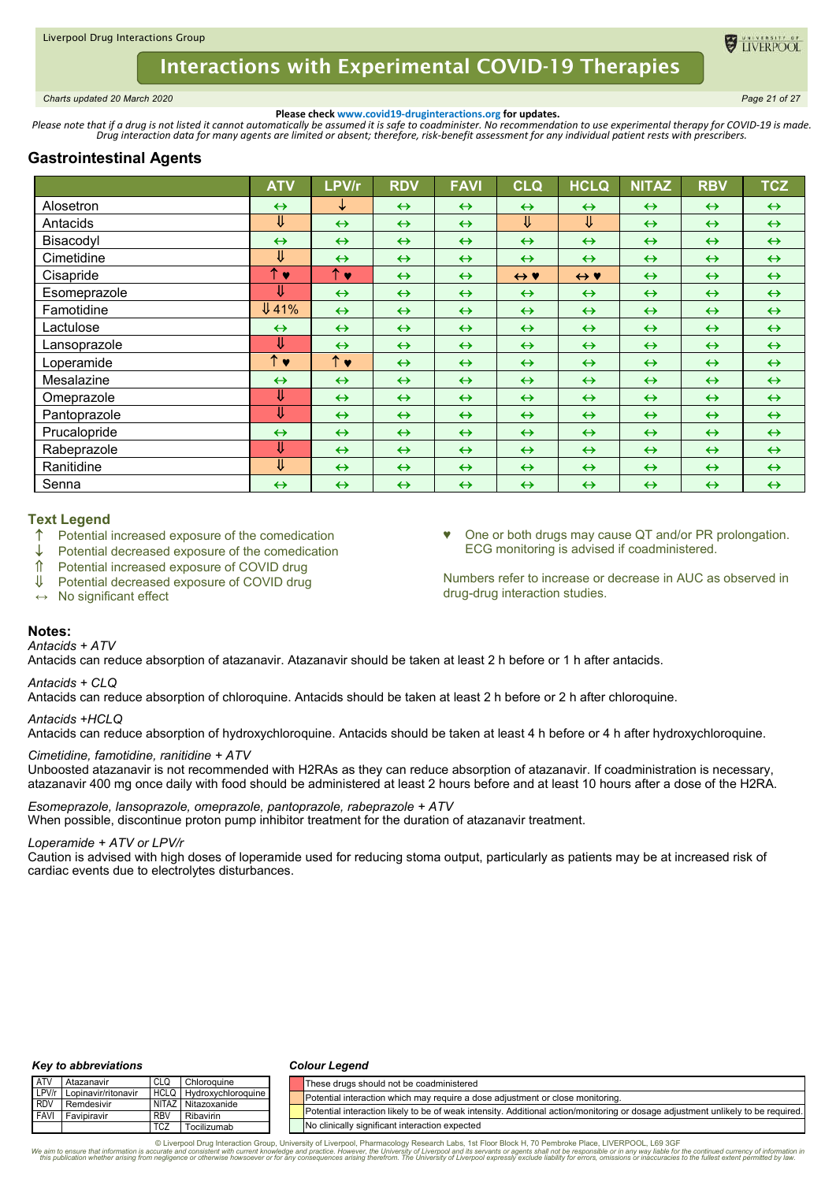**Please check www.covid19-druginteractions.org for updates.**

*Please note that if a drug is not listed it cannot automatically be assumed it is safe to coadminister. No recommendation to use experimental therapy for COVID-19 is made. Drug interaction data for many agents are limited or absent; therefore, risk-benefit assessment for any individual patient rests with prescribers.*

## Gastrointestinal Agents

| | ATV | LPV/r | RDV | FAVI | CLQ | HCLQ | NITAZ | RBV | TCZ |
|---|---|---|---|---|---|---|---|---|---|
| Alosetron | ↔ | ↓ | ↔ | ↔ | ↔ | ↔ | ↔ | ↔ | ↔ |
| Antacids | ⇓ | ↔ | ↔ | ↔ | ⇓ | ⇓ | ↔ | ↔ | ↔ |
| Bisacodyl | ↔ | ↔ | ↔ | ↔ | ↔ | ↔ | ↔ | ↔ | ↔ |
| Cimetidine | ⇓ | ↔ | ↔ | ↔ | ↔ | ↔ | ↔ | ↔ | ↔ |
| Cisapride | ↑ ♥ | ↑ ♥ | ↔ | ↔ | ↔ ♥ | ↔ ♥ | ↔ | ↔ | ↔ |
| Esomeprazole | ⇓ | ↔ | ↔ | ↔ | ↔ | ↔ | ↔ | ↔ | ↔ |
| Famotidine | ⇓ 41% | ↔ | ↔ | ↔ | ↔ | ↔ | ↔ | ↔ | ↔ |
| Lactulose | ↔ | ↔ | ↔ | ↔ | ↔ | ↔ | ↔ | ↔ | ↔ |
| Lansoprazole | ⇓ | ↔ | ↔ | ↔ | ↔ | ↔ | ↔ | ↔ | ↔ |
| Loperamide | ↑ ♥ | ↑ ♥ | ↔ | ↔ | ↔ | ↔ | ↔ | ↔ | ↔ |
| Mesalazine | ↔ | ↔ | ↔ | ↔ | ↔ | ↔ | ↔ | ↔ | ↔ |
| Omeprazole | ⇓ | ↔ | ↔ | ↔ | ↔ | ↔ | ↔ | ↔ | ↔ |
| Pantoprazole | ⇓ | ↔ | ↔ | ↔ | ↔ | ↔ | ↔ | ↔ | ↔ |
| Prucalopride | ↔ | ↔ | ↔ | ↔ | ↔ | ↔ | ↔ | ↔ | ↔ |
| Rabeprazole | ⇓ | ↔ | ↔ | ↔ | ↔ | ↔ | ↔ | ↔ | ↔ |
| Ranitidine | ⇓ | ↔ | ↔ | ↔ | ↔ | ↔ | ↔ | ↔ | ↔ |
| Senna | ↔ | ↔ | ↔ | ↔ | ↔ | ↔ | ↔ | ↔ | ↔ |

### Text Legend

- ↑ Potential increased exposure of the comedication
- ↓ Potential decreased exposure of the comedication
- ⇑ Potential increased exposure of COVID drug
- ⇓ Potential decreased exposure of COVID drug
- ↔ No significant effect

♥ One or both drugs may cause QT and/or PR prolongation. ECG monitoring is advised if coadministered.

Numbers refer to increase or decrease in AUC as observed in drug-drug interaction studies.

### Notes:

*Antacids + ATV*
Antacids can reduce absorption of atazanavir. Atazanavir should be taken at least 2 h before or 1 h after antacids.

*Antacids + CLQ*
Antacids can reduce absorption of chloroquine. Antacids should be taken at least 2 h before or 2 h after chloroquine.

*Antacids +HCLQ*
Antacids can reduce absorption of hydroxychloroquine. Antacids should be taken at least 4 h before or 4 h after hydroxychloroquine.

*Cimetidine, famotidine, ranitidine + ATV*
Unboosted atazanavir is not recommended with H2RAs as they can reduce absorption of atazanavir. If coadministration is necessary, atazanavir 400 mg once daily with food should be administered at least 2 hours before and at least 10 hours after a dose of the H2RA.

*Esomeprazole, lansoprazole, omeprazole, pantoprazole, rabeprazole + ATV*
When possible, discontinue proton pump inhibitor treatment for the duration of atazanavir treatment.

*Loperamide + ATV or LPV/r*
Caution is advised with high doses of loperamide used for reducing stoma output, particularly as patients may be at increased risk of cardiac events due to electrolytes disturbances.

#### Key to abbreviations

| | | | |
|---|---|---|---|
| ATV | Atazanavir | CLQ | Chloroquine |
| LPV/r | Lopinavir/ritonavir | HCLQ | Hydroxychloroquine |
| RDV | Remdesivir | NITAZ | Nitazoxanide |
| FAVI | Favipiravir | RBV | Ribavirin |
| | | TCZ | Tocilizumab |

#### Colour Legend

| Colour | Meaning |
|---|---|
| Red | These drugs should not be coadministered |
| Orange | Potential interaction which may require a dose adjustment or close monitoring. |
| Yellow | Potential interaction likely to be of weak intensity. Additional action/monitoring or dosage adjustment unlikely to be required. |
| Green | No clinically significant interaction expected |

© Liverpool Drug Interaction Group, University of Liverpool, Pharmacology Research Labs, 1st Floor Block H, 70 Pembroke Place, LIVERPOOL, L69 3GF

*We aim to ensure that information is accurate and consistent with current knowledge and practice. However, the University of Liverpool and its servants or agents shall not be responsible or in any way liable for the continued currency of information in this publication whether arising from negligence or otherwise howsoever or for any consequences arising therefrom. The University of Liverpool expressly exclude liability for errors, omissions or inaccuracies to the fullest extent permitted by law.*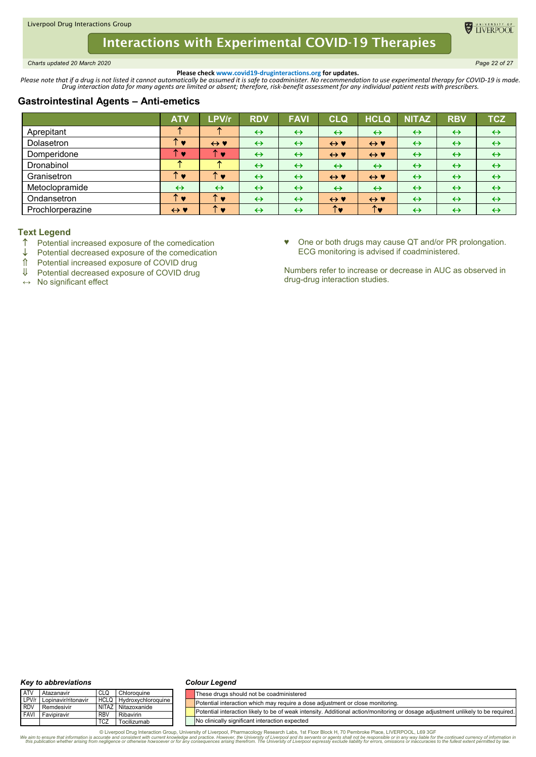**Please check www.covid19-druginteractions.org for updates.**

*Please note that if a drug is not listed it cannot automatically be assumed it is safe to coadminister. No recommendation to use experimental therapy for COVID-19 is made. Drug interaction data for many agents are limited or absent; therefore, risk-benefit assessment for any individual patient rests with prescribers.*

## Gastrointestinal Agents – Anti-emetics

| | ATV | LPV/r | RDV | FAVI | CLQ | HCLQ | NITAZ | RBV | TCZ |
|---|---|---|---|---|---|---|---|---|---|
| Aprepitant | ↑ | ↑ | ↔ | ↔ | ↔ | ↔ | ↔ | ↔ | ↔ |
| Dolasetron | ↑ ♥ | ↔ ♥ | ↔ | ↔ | ↔ ♥ | ↔ ♥ | ↔ | ↔ | ↔ |
| Domperidone | ↑ ♥ | ↑ ♥ | ↔ | ↔ | ↔ ♥ | ↔ ♥ | ↔ | ↔ | ↔ |
| Dronabinol | ↑ | ↑ | ↔ | ↔ | ↔ | ↔ | ↔ | ↔ | ↔ |
| Granisetron | ↑ ♥ | ↑ ♥ | ↔ | ↔ | ↔ ♥ | ↔ ♥ | ↔ | ↔ | ↔ |
| Metoclopramide | ↔ | ↔ | ↔ | ↔ | ↔ | ↔ | ↔ | ↔ | ↔ |
| Ondansetron | ↑ ♥ | ↑ ♥ | ↔ | ↔ | ↔ ♥ | ↔ ♥ | ↔ | ↔ | ↔ |
| Prochlorperazine | ↔ ♥ | ↑ ♥ | ↔ | ↔ | ↑♥ | ↑♥ | ↔ | ↔ | ↔ |

### Text Legend

- ↑ Potential increased exposure of the comedication
- ↓ Potential decreased exposure of the comedication
- ⇑ Potential increased exposure of COVID drug
- ⇓ Potential decreased exposure of COVID drug
- ↔ No significant effect

♥ One or both drugs may cause QT and/or PR prolongation. ECG monitoring is advised if coadministered.

Numbers refer to increase or decrease in AUC as observed in drug-drug interaction studies.

### *Key to abbreviations*

| | | | |
|---|---|---|---|
| ATV | Atazanavir | CLQ | Chloroquine |
| LPV/r | Lopinavir/ritonavir | HCLQ | Hydroxychloroquine |
| RDV | Remdesivir | NITAZ | Nitazoxanide |
| FAVI | Favipiravir | RBV | Ribavirin |
| | | TCZ | Tocilizumab |

### *Colour Legend*

- Red: These drugs should not be coadministered
- Orange: Potential interaction which may require a dose adjustment or close monitoring.
- Yellow: Potential interaction likely to be of weak intensity. Additional action/monitoring or dosage adjustment unlikely to be required.
- Green: No clinically significant interaction expected

© Liverpool Drug Interaction Group, University of Liverpool, Pharmacology Research Labs, 1st Floor Block H, 70 Pembroke Place, LIVERPOOL, L69 3GF

*We aim to ensure that information is accurate and consistent with current knowledge and practice. However, the University of Liverpool and its servants or agents shall not be responsible or in any way liable for the continued currency of information in this publication whether arising from negligence or otherwise howsoever or for any consequences arising therefrom. The University of Liverpool expressly exclude liability for errors, omissions or inaccuracies to the fullest extent permitted by law.*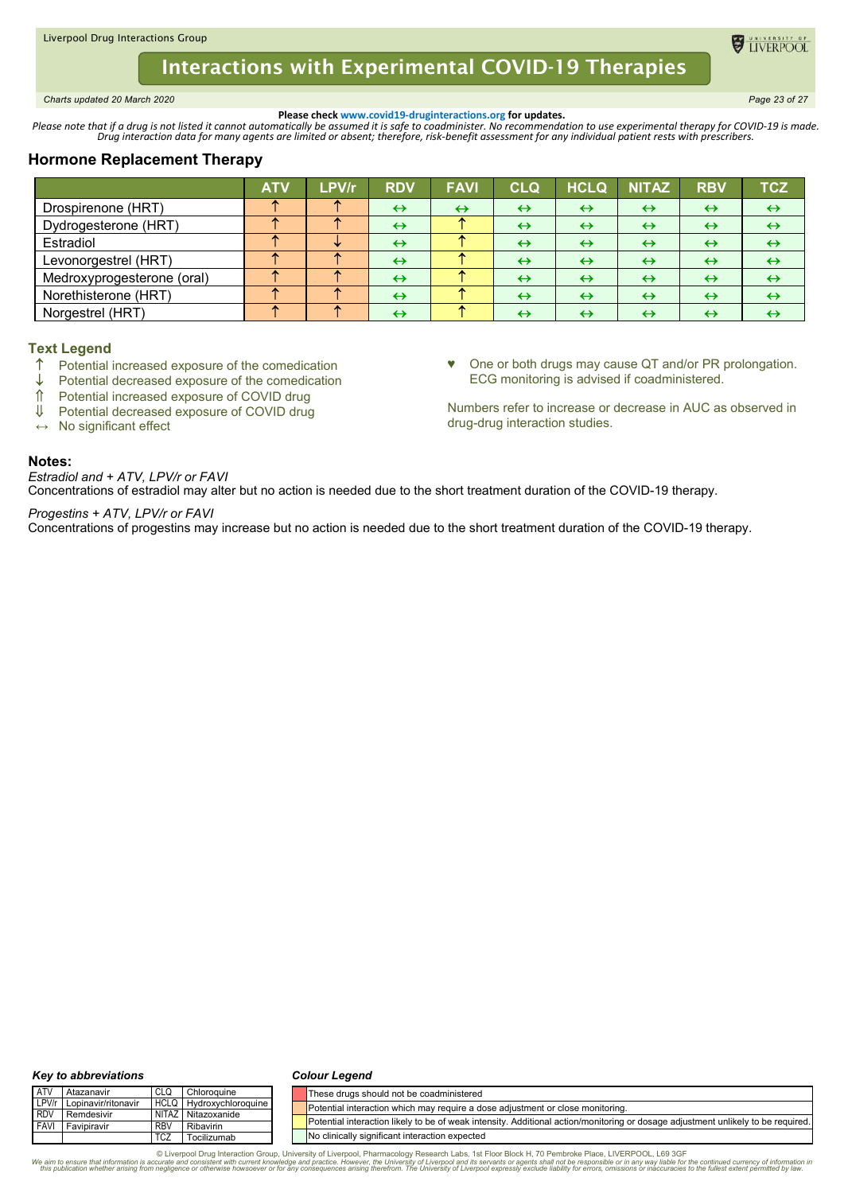# Interactions with Experimental COVID-19 Therapies

Charts updated 20 March 2020

**Please check www.covid19-druginteractions.org for updates.**

*Please note that if a drug is not listed it cannot automatically be assumed it is safe to coadminister. No recommendation to use experimental therapy for COVID-19 is made. Drug interaction data for many agents are limited or absent; therefore, risk-benefit assessment for any individual patient rests with prescribers.*

## Hormone Replacement Therapy

| | ATV | LPV/r | RDV | FAVI | CLQ | HCLQ | NITAZ | RBV | TCZ |
|---|---|---|---|---|---|---|---|---|---|
| Drospirenone (HRT) | ↑ | ↑ | ↔ | ↔ | ↔ | ↔ | ↔ | ↔ | ↔ |
| Dydrogesterone (HRT) | ↑ | ↑ | ↔ | ↑ | ↔ | ↔ | ↔ | ↔ | ↔ |
| Estradiol | ↑ | ↓ | ↔ | ↑ | ↔ | ↔ | ↔ | ↔ | ↔ |
| Levonorgestrel (HRT) | ↑ | ↑ | ↔ | ↑ | ↔ | ↔ | ↔ | ↔ | ↔ |
| Medroxyprogesterone (oral) | ↑ | ↑ | ↔ | ↑ | ↔ | ↔ | ↔ | ↔ | ↔ |
| Norethisterone (HRT) | ↑ | ↑ | ↔ | ↑ | ↔ | ↔ | ↔ | ↔ | ↔ |
| Norgestrel (HRT) | ↑ | ↑ | ↔ | ↑ | ↔ | ↔ | ↔ | ↔ | ↔ |

### Text Legend

- ↑ Potential increased exposure of the comedication
- ↓ Potential decreased exposure of the comedication
- ⇑ Potential increased exposure of COVID drug
- ⇓ Potential decreased exposure of COVID drug
- ↔ No significant effect

♥ One or both drugs may cause QT and/or PR prolongation. ECG monitoring is advised if coadministered.

Numbers refer to increase or decrease in AUC as observed in drug-drug interaction studies.

### Notes:

*Estradiol and + ATV, LPV/r or FAVI*

Concentrations of estradiol may alter but no action is needed due to the short treatment duration of the COVID-19 therapy.

*Progestins + ATV, LPV/r or FAVI*

Concentrations of progestins may increase but no action is needed due to the short treatment duration of the COVID-19 therapy.

### Key to abbreviations

| | | | |
|---|---|---|---|
| ATV | Atazanavir | CLQ | Chloroquine |
| LPV/r | Lopinavir/ritonavir | HCLQ | Hydroxychloroquine |
| RDV | Remdesivir | NITAZ | Nitazoxanide |
| FAVI | Favipiravir | RBV | Ribavirin |
| | | TCZ | Tocilizumab |

### Colour Legend

| Colour | Meaning |
|---|---|
| Red | These drugs should not be coadministered |
| Orange | Potential interaction which may require a dose adjustment or close monitoring. |
| Yellow | Potential interaction likely to be of weak intensity. Additional action/monitoring or dosage adjustment unlikely to be required. |
| Green | No clinically significant interaction expected |

© Liverpool Drug Interaction Group, University of Liverpool, Pharmacology Research Labs, 1st Floor Block H, 70 Pembroke Place, LIVERPOOL, L69 3GF

We aim to ensure that information is accurate and consistent with current knowledge and practice. However, the University of Liverpool and its servants or agents shall not be responsible or in any way liable for the continued currency of information in this publication whether arising from negligence or otherwise howsoever or for any consequences arising therefrom. The University of Liverpool expressly exclude liability for errors, omissions or inaccuracies to the fullest extent permitted by law.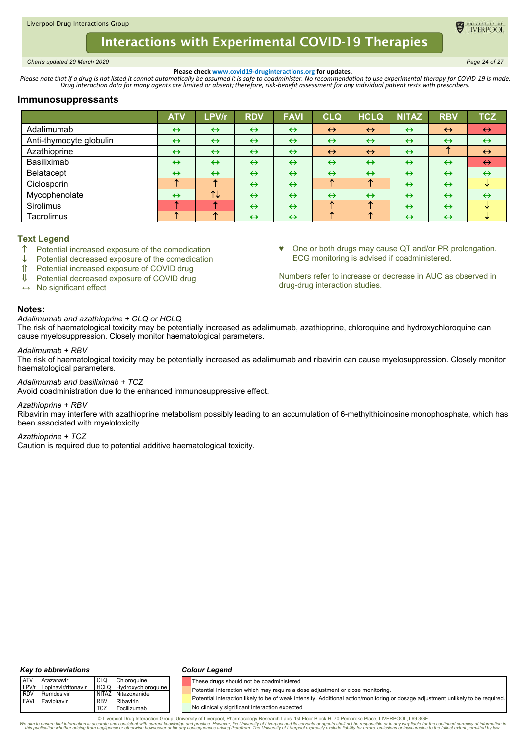Please check www.covid19-druginteractions.org for updates.

*Please note that if a drug is not listed it cannot automatically be assumed it is safe to coadminister. No recommendation to use experimental therapy for COVID-19 is made. Drug interaction data for many agents are limited or absent; therefore, risk-benefit assessment for any individual patient rests with prescribers.*

## Immunosuppressants

| | ATV | LPV/r | RDV | FAVI | CLQ | HCLQ | NITAZ | RBV | TCZ |
|---|---|---|---|---|---|---|---|---|---|
| Adalimumab | ↔ | ↔ | ↔ | ↔ | ↔ | ↔ | ↔ | ↔ | ↔ |
| Anti-thymocyte globulin | ↔ | ↔ | ↔ | ↔ | ↔ | ↔ | ↔ | ↔ | ↔ |
| Azathioprine | ↔ | ↔ | ↔ | ↔ | ↔ | ↔ | ↔ | ↑ | ↔ |
| Basiliximab | ↔ | ↔ | ↔ | ↔ | ↔ | ↔ | ↔ | ↔ | ↔ |
| Belatacept | ↔ | ↔ | ↔ | ↔ | ↔ | ↔ | ↔ | ↔ | ↔ |
| Ciclosporin | ↑ | ↑ | ↔ | ↔ | ↑ | ↑ | ↔ | ↔ | ↓ |
| Mycophenolate | ↔ | ↑↓ | ↔ | ↔ | ↔ | ↔ | ↔ | ↔ | ↔ |
| Sirolimus | ↑ | ↑ | ↔ | ↔ | ↑ | ↑ | ↔ | ↔ | ↓ |
| Tacrolimus | ↑ | ↑ | ↔ | ↔ | ↑ | ↑ | ↔ | ↔ | ↓ |

### Text Legend

- ↑ Potential increased exposure of the comedication
- ↓ Potential decreased exposure of the comedication
- ⇑ Potential increased exposure of COVID drug
- ⇓ Potential decreased exposure of COVID drug
- ↔ No significant effect

♥ One or both drugs may cause QT and/or PR prolongation. ECG monitoring is advised if coadministered.

Numbers refer to increase or decrease in AUC as observed in drug-drug interaction studies.

### Notes:

*Adalimumab and azathioprine + CLQ or HCLQ*
The risk of haematological toxicity may be potentially increased as adalimumab, azathioprine, chloroquine and hydroxychloroquine can cause myelosuppression. Closely monitor haematological parameters.

*Adalimumab + RBV*
The risk of haematological toxicity may be potentially increased as adalimumab and ribavirin can cause myelosuppression. Closely monitor haematological parameters.

*Adalimumab and basiliximab + TCZ*
Avoid coadministration due to the enhanced immunosuppressive effect.

*Azathioprine + RBV*
Ribavirin may interfere with azathioprine metabolism possibly leading to an accumulation of 6-methylthioinosine monophosphate, which has been associated with myelotoxicity.

*Azathioprine + TCZ*
Caution is required due to potential additive haematological toxicity.

**Key to abbreviations**

| | | | |
|---|---|---|---|
| ATV | Atazanavir | CLQ | Chloroquine |
| LPV/r | Lopinavir/ritonavir | HCLQ | Hydroxychloroquine |
| RDV | Remdesivir | NITAZ | Nitazoxanide |
| FAVI | Favipiravir | RBV | Ribavirin |
| | | TCZ | Tocilizumab |

**Colour Legend**

| Colour | Meaning |
|---|---|
| Red | These drugs should not be coadministered |
| Orange | Potential interaction which may require a dose adjustment or close monitoring. |
| Yellow | Potential interaction likely to be of weak intensity. Additional action/monitoring or dosage adjustment unlikely to be required. |
| Green | No clinically significant interaction expected |

© Liverpool Drug Interaction Group, University of Liverpool, Pharmacology Research Labs, 1st Floor Block H, 70 Pembroke Place, LIVERPOOL, L69 3GF

We aim to ensure that information is accurate and consistent with current knowledge and practice. However, the University of Liverpool and its servants or agents shall not be responsible or in any way liable for the continued currency of information in this publication whether arising from negligence or otherwise howsoever or for any consequences arising therefrom. The University of Liverpool expressly exclude liability for errors, omissions or inaccuracies to the fullest extent permitted by law.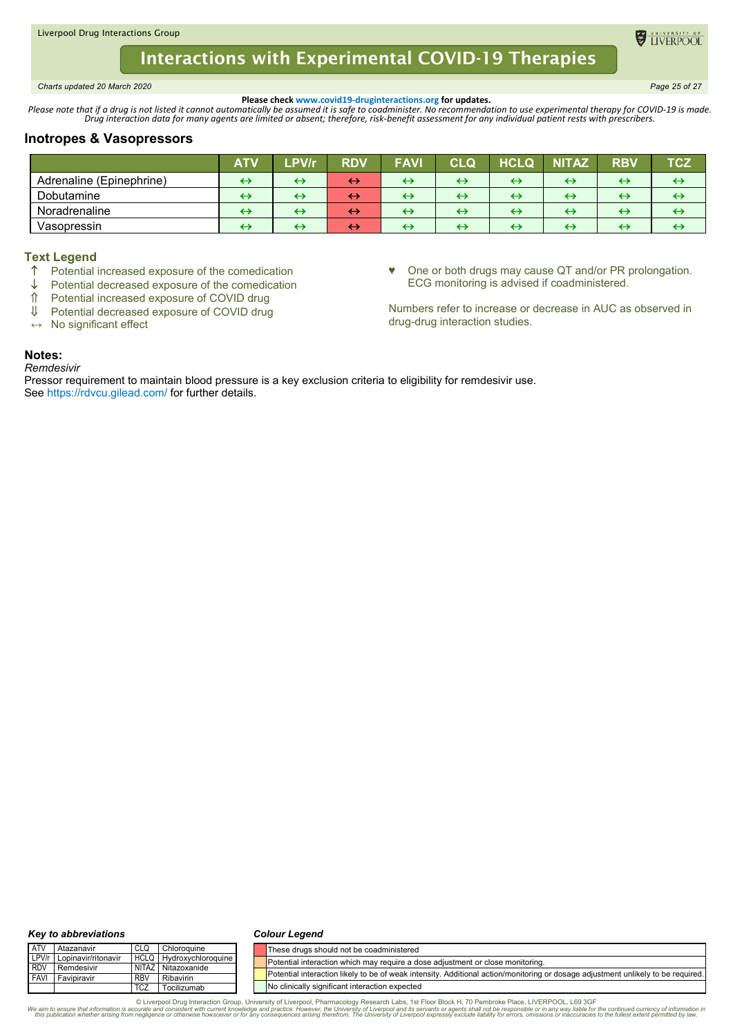**Please check www.covid19-druginteractions.org for updates.**

*Please note that if a drug is not listed it cannot automatically be assumed it is safe to coadminister. No recommendation to use experimental therapy for COVID-19 is made. Drug interaction data for many agents are limited or absent; therefore, risk-benefit assessment for any individual patient rests with prescribers.*

## Inotropes & Vasopressors

| | ATV | LPV/r | RDV | FAVI | CLQ | HCLQ | NITAZ | RBV | TCZ |
|---|---|---|---|---|---|---|---|---|---|
| Adrenaline (Epinephrine) | ↔ | ↔ | ↔ | ↔ | ↔ | ↔ | ↔ | ↔ | ↔ |
| Dobutamine | ↔ | ↔ | ↔ | ↔ | ↔ | ↔ | ↔ | ↔ | ↔ |
| Noradrenaline | ↔ | ↔ | ↔ | ↔ | ↔ | ↔ | ↔ | ↔ | ↔ |
| Vasopressin | ↔ | ↔ | ↔ | ↔ | ↔ | ↔ | ↔ | ↔ | ↔ |

### Text Legend

- ↑ Potential increased exposure of the comedication
- ↓ Potential decreased exposure of the comedication
- ⇑ Potential increased exposure of COVID drug
- ⇓ Potential decreased exposure of COVID drug
- ↔ No significant effect

♥ One or both drugs may cause QT and/or PR prolongation. ECG monitoring is advised if coadministered.

Numbers refer to increase or decrease in AUC as observed in drug-drug interaction studies.

### Notes:

*Remdesivir*

Pressor requirement to maintain blood pressure is a key exclusion criteria to eligibility for remdesivir use.
See https://rdvcu.gilead.com/ for further details.

***Key to abbreviations***

| | | | |
|---|---|---|---|
| ATV | Atazanavir | CLQ | Chloroquine |
| LPV/r | Lopinavir/ritonavir | HCLQ | Hydroxychloroquine |
| RDV | Remdesivir | NITAZ | Nitazoxanide |
| FAVI | Favipiravir | RBV | Ribavirin |
| | | TCZ | Tocilizumab |

***Colour Legend***

- Red: These drugs should not be coadministered
- Amber: Potential interaction which may require a dose adjustment or close monitoring.
- Yellow: Potential interaction likely to be of weak intensity. Additional action/monitoring or dosage adjustment unlikely to be required.
- Green: No clinically significant interaction expected

© Liverpool Drug Interaction Group, University of Liverpool, Pharmacology Research Labs, 1st Floor Block H, 70 Pembroke Place, LIVERPOOL, L69 3GF

*We aim to ensure that information is accurate and consistent with current knowledge and practice. However, the University of Liverpool and its servants or agents shall not be responsible or in any way liable for the continued currency of information in this publication whether arising from negligence or otherwise howsoever or for any consequences arising therefrom. The University of Liverpool expressly exclude liability for errors, omissions or inaccuracies to the fullest extent permitted by law.*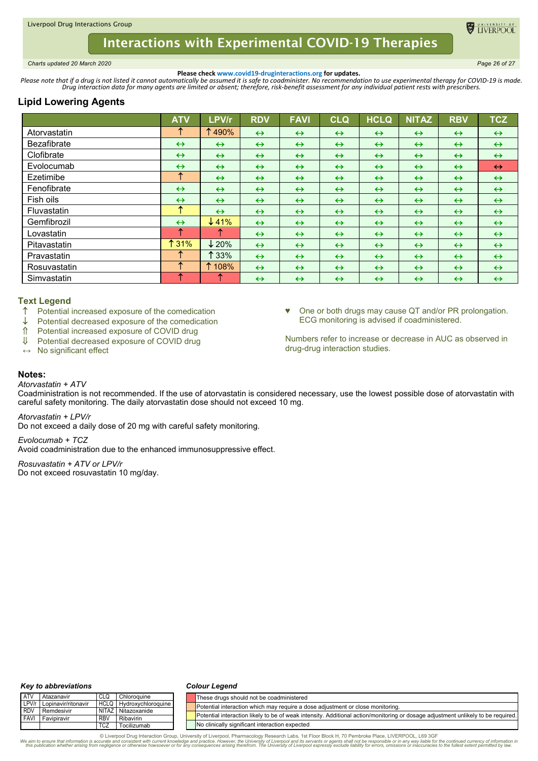Please check www.covid19-druginteractions.org for updates.

*Please note that if a drug is not listed it cannot automatically be assumed it is safe to coadminister. No recommendation to use experimental therapy for COVID-19 is made. Drug interaction data for many agents are limited or absent; therefore, risk-benefit assessment for any individual patient rests with prescribers.*

## Lipid Lowering Agents

| | ATV | LPV/r | RDV | FAVI | CLQ | HCLQ | NITAZ | RBV | TCZ |
|---|---|---|---|---|---|---|---|---|---|
| Atorvastatin | ↑ | ↑490% | ↔ | ↔ | ↔ | ↔ | ↔ | ↔ | ↔ |
| Bezafibrate | ↔ | ↔ | ↔ | ↔ | ↔ | ↔ | ↔ | ↔ | ↔ |
| Clofibrate | ↔ | ↔ | ↔ | ↔ | ↔ | ↔ | ↔ | ↔ | ↔ |
| Evolocumab | ↔ | ↔ | ↔ | ↔ | ↔ | ↔ | ↔ | ↔ | ↔ |
| Ezetimibe | ↑ | ↔ | ↔ | ↔ | ↔ | ↔ | ↔ | ↔ | ↔ |
| Fenofibrate | ↔ | ↔ | ↔ | ↔ | ↔ | ↔ | ↔ | ↔ | ↔ |
| Fish oils | ↔ | ↔ | ↔ | ↔ | ↔ | ↔ | ↔ | ↔ | ↔ |
| Fluvastatin | ↑ | ↔ | ↔ | ↔ | ↔ | ↔ | ↔ | ↔ | ↔ |
| Gemfibrozil | ↔ | ↓41% | ↔ | ↔ | ↔ | ↔ | ↔ | ↔ | ↔ |
| Lovastatin | ↑ | ↑ | ↔ | ↔ | ↔ | ↔ | ↔ | ↔ | ↔ |
| Pitavastatin | ↑31% | ↓20% | ↔ | ↔ | ↔ | ↔ | ↔ | ↔ | ↔ |
| Pravastatin | ↑ | ↑33% | ↔ | ↔ | ↔ | ↔ | ↔ | ↔ | ↔ |
| Rosuvastatin | ↑ | ↑108% | ↔ | ↔ | ↔ | ↔ | ↔ | ↔ | ↔ |
| Simvastatin | ↑ | ↑ | ↔ | ↔ | ↔ | ↔ | ↔ | ↔ | ↔ |

### Text Legend

- ↑ Potential increased exposure of the comedication
- ↓ Potential decreased exposure of the comedication
- ⇑ Potential increased exposure of COVID drug
- ⇓ Potential decreased exposure of COVID drug
- ↔ No significant effect

♥ One or both drugs may cause QT and/or PR prolongation. ECG monitoring is advised if coadministered.

Numbers refer to increase or decrease in AUC as observed in drug-drug interaction studies.

### Notes:

*Atorvastatin + ATV*
Coadministration is not recommended. If the use of atorvastatin is considered necessary, use the lowest possible dose of atorvastatin with careful safety monitoring. The daily atorvastatin dose should not exceed 10 mg.

*Atorvastatin + LPV/r*
Do not exceed a daily dose of 20 mg with careful safety monitoring.

*Evolocumab + TCZ*
Avoid coadministration due to the enhanced immunosuppressive effect.

*Rosuvastatin + ATV or LPV/r*
Do not exceed rosuvastatin 10 mg/day.

**Key to abbreviations**

| | | | |
|---|---|---|---|
| ATV | Atazanavir | CLQ | Chloroquine |
| LPV/r | Lopinavir/ritonavir | HCLQ | Hydroxychloroquine |
| RDV | Remdesivir | NITAZ | Nitazoxanide |
| FAVI | Favipiravir | RBV | Ribavirin |
| | | TCZ | Tocilizumab |

**Colour Legend**

- Red: These drugs should not be coadministered
- Orange: Potential interaction which may require a dose adjustment or close monitoring.
- Yellow: Potential interaction likely to be of weak intensity. Additional action/monitoring or dosage adjustment unlikely to be required.
- Green: No clinically significant interaction expected

© Liverpool Drug Interaction Group, University of Liverpool, Pharmacology Research Labs, 1st Floor Block H, 70 Pembroke Place, LIVERPOOL, L69 3GF

*We aim to ensure that information is accurate and consistent with current knowledge and practice. However, the University of Liverpool and its servants or agents shall not be responsible or in any way liable for the continued currency of information in this publication whether arising from negligence or otherwise howsoever or for any consequences arising therefrom. The University of Liverpool expressly exclude liability for errors, omissions or inaccuracies to the fullest extent permitted by law.*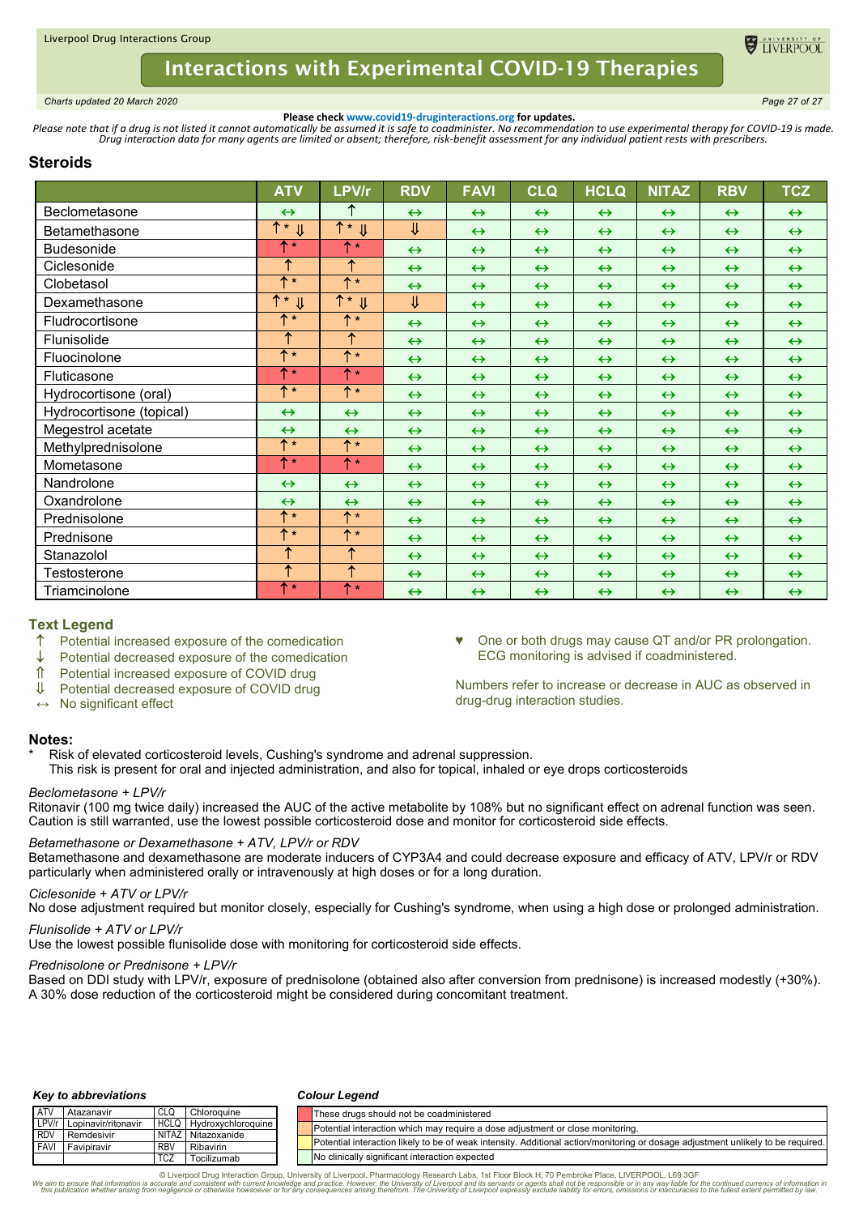Please check www.covid19-druginteractions.org for updates.

*Please note that if a drug is not listed it cannot automatically be assumed it is safe to coadminister. No recommendation to use experimental therapy for COVID-19 is made. Drug interaction data for many agents are limited or absent; therefore, risk-benefit assessment for any individual patient rests with prescribers.*

## Steroids

| | ATV | LPV/r | RDV | FAVI | CLQ | HCLQ | NITAZ | RBV | TCZ |
|---|---|---|---|---|---|---|---|---|---|
| Beclometasone | ↔ | ↑ | ↔ | ↔ | ↔ | ↔ | ↔ | ↔ | ↔ |
| Betamethasone | ↑* ⇓ | ↑* ⇓ | ⇓ | ↔ | ↔ | ↔ | ↔ | ↔ | ↔ |
| Budesonide | ↑* | ↑* | ↔ | ↔ | ↔ | ↔ | ↔ | ↔ | ↔ |
| Ciclesonide | ↑ | ↑ | ↔ | ↔ | ↔ | ↔ | ↔ | ↔ | ↔ |
| Clobetasol | ↑* | ↑* | ↔ | ↔ | ↔ | ↔ | ↔ | ↔ | ↔ |
| Dexamethasone | ↑* ⇓ | ↑* ⇓ | ⇓ | ↔ | ↔ | ↔ | ↔ | ↔ | ↔ |
| Fludrocortisone | ↑* | ↑* | ↔ | ↔ | ↔ | ↔ | ↔ | ↔ | ↔ |
| Flunisolide | ↑ | ↑ | ↔ | ↔ | ↔ | ↔ | ↔ | ↔ | ↔ |
| Fluocinolone | ↑* | ↑* | ↔ | ↔ | ↔ | ↔ | ↔ | ↔ | ↔ |
| Fluticasone | ↑* | ↑* | ↔ | ↔ | ↔ | ↔ | ↔ | ↔ | ↔ |
| Hydrocortisone (oral) | ↑* | ↑* | ↔ | ↔ | ↔ | ↔ | ↔ | ↔ | ↔ |
| Hydrocortisone (topical) | ↔ | ↔ | ↔ | ↔ | ↔ | ↔ | ↔ | ↔ | ↔ |
| Megestrol acetate | ↔ | ↔ | ↔ | ↔ | ↔ | ↔ | ↔ | ↔ | ↔ |
| Methylprednisolone | ↑* | ↑* | ↔ | ↔ | ↔ | ↔ | ↔ | ↔ | ↔ |
| Mometasone | ↑* | ↑* | ↔ | ↔ | ↔ | ↔ | ↔ | ↔ | ↔ |
| Nandrolone | ↔ | ↔ | ↔ | ↔ | ↔ | ↔ | ↔ | ↔ | ↔ |
| Oxandrolone | ↔ | ↔ | ↔ | ↔ | ↔ | ↔ | ↔ | ↔ | ↔ |
| Prednisolone | ↑* | ↑* | ↔ | ↔ | ↔ | ↔ | ↔ | ↔ | ↔ |
| Prednisone | ↑* | ↑* | ↔ | ↔ | ↔ | ↔ | ↔ | ↔ | ↔ |
| Stanazolol | ↑ | ↑ | ↔ | ↔ | ↔ | ↔ | ↔ | ↔ | ↔ |
| Testosterone | ↑ | ↑ | ↔ | ↔ | ↔ | ↔ | ↔ | ↔ | ↔ |
| Triamcinolone | ↑* | ↑* | ↔ | ↔ | ↔ | ↔ | ↔ | ↔ | ↔ |

### Text Legend

- ↑ Potential increased exposure of the comedication
- ↓ Potential decreased exposure of the comedication
- ⇑ Potential increased exposure of COVID drug
- ⇓ Potential decreased exposure of COVID drug
- ↔ No significant effect

♥ One or both drugs may cause QT and/or PR prolongation. ECG monitoring is advised if coadministered.

Numbers refer to increase or decrease in AUC as observed in drug-drug interaction studies.

### Notes:

\* Risk of elevated corticosteroid levels, Cushing's syndrome and adrenal suppression.
This risk is present for oral and injected administration, and also for topical, inhaled or eye drops corticosteroids

*Beclometasone + LPV/r*
Ritonavir (100 mg twice daily) increased the AUC of the active metabolite by 108% but no significant effect on adrenal function was seen. Caution is still warranted, use the lowest possible corticosteroid dose and monitor for corticosteroid side effects.

*Betamethasone or Dexamethasone + ATV, LPV/r or RDV*
Betamethasone and dexamethasone are moderate inducers of CYP3A4 and could decrease exposure and efficacy of ATV, LPV/r or RDV particularly when administered orally or intravenously at high doses or for a long duration.

*Ciclesonide + ATV or LPV/r*
No dose adjustment required but monitor closely, especially for Cushing's syndrome, when using a high dose or prolonged administration.

*Flunisolide + ATV or LPV/r*
Use the lowest possible flunisolide dose with monitoring for corticosteroid side effects.

*Prednisolone or Prednisone + LPV/r*
Based on DDI study with LPV/r, exposure of prednisolone (obtained also after conversion from prednisone) is increased modestly (+30%). A 30% dose reduction of the corticosteroid might be considered during concomitant treatment.

### Key to abbreviations

| | | | |
|---|---|---|---|
| ATV | Atazanavir | CLQ | Chloroquine |
| LPV/r | Lopinavir/ritonavir | HCLQ | Hydroxychloroquine |
| RDV | Remdesivir | NITAZ | Nitazoxanide |
| FAVI | Favipiravir | RBV | Ribavirin |
| | | TCZ | Tocilizumab |

### Colour Legend

- Red: These drugs should not be coadministered
- Orange: Potential interaction which may require a dose adjustment or close monitoring.
- Yellow: Potential interaction likely to be of weak intensity. Additional action/monitoring or dosage adjustment unlikely to be required.
- Green: No clinically significant interaction expected

© Liverpool Drug Interaction Group, University of Liverpool, Pharmacology Research Labs, 1st Floor Block H, 70 Pembroke Place, LIVERPOOL, L69 3GF

*We aim to ensure that information is accurate and consistent with current knowledge and practice. However, the University of Liverpool and its servants or agents shall not be responsible or in any way liable for the continued currency of information in this publication whether arising from negligence or otherwise howsoever or for any consequences arising therefrom. The University of Liverpool expressly exclude liability for errors, omissions or inaccuracies to the fullest extent permitted by law.*